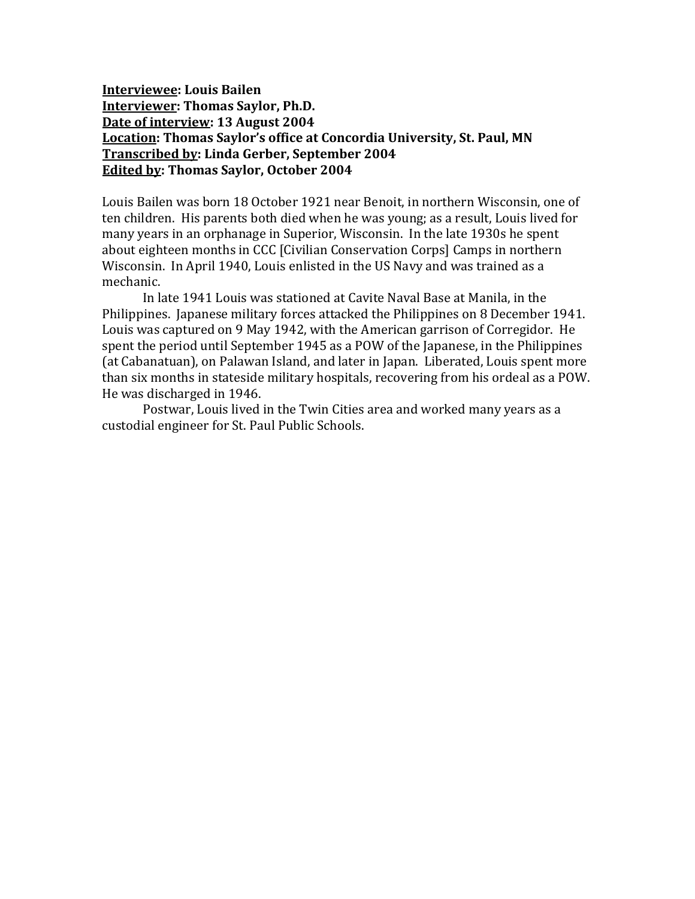**<u>Interviewee</u>: Louis Bailen**
**<u>Interviewer</u>: Thomas Saylor, Ph.D.**
**<u>Date of interview</u>: 13 August 2004**
**<u>Location</u>: Thomas Saylor's office at Concordia University, St. Paul, MN**
**<u>Transcribed by</u>: Linda Gerber, September 2004**
**<u>Edited by</u>: Thomas Saylor, October 2004**

Louis Bailen was born 18 October 1921 near Benoit, in northern Wisconsin, one of ten children. His parents both died when he was young; as a result, Louis lived for many years in an orphanage in Superior, Wisconsin. In the late 1930s he spent about eighteen months in CCC [Civilian Conservation Corps] Camps in northern Wisconsin. In April 1940, Louis enlisted in the US Navy and was trained as a mechanic.

In late 1941 Louis was stationed at Cavite Naval Base at Manila, in the Philippines. Japanese military forces attacked the Philippines on 8 December 1941. Louis was captured on 9 May 1942, with the American garrison of Corregidor. He spent the period until September 1945 as a POW of the Japanese, in the Philippines (at Cabanatuan), on Palawan Island, and later in Japan. Liberated, Louis spent more than six months in stateside military hospitals, recovering from his ordeal as a POW. He was discharged in 1946.

Postwar, Louis lived in the Twin Cities area and worked many years as a custodial engineer for St. Paul Public Schools.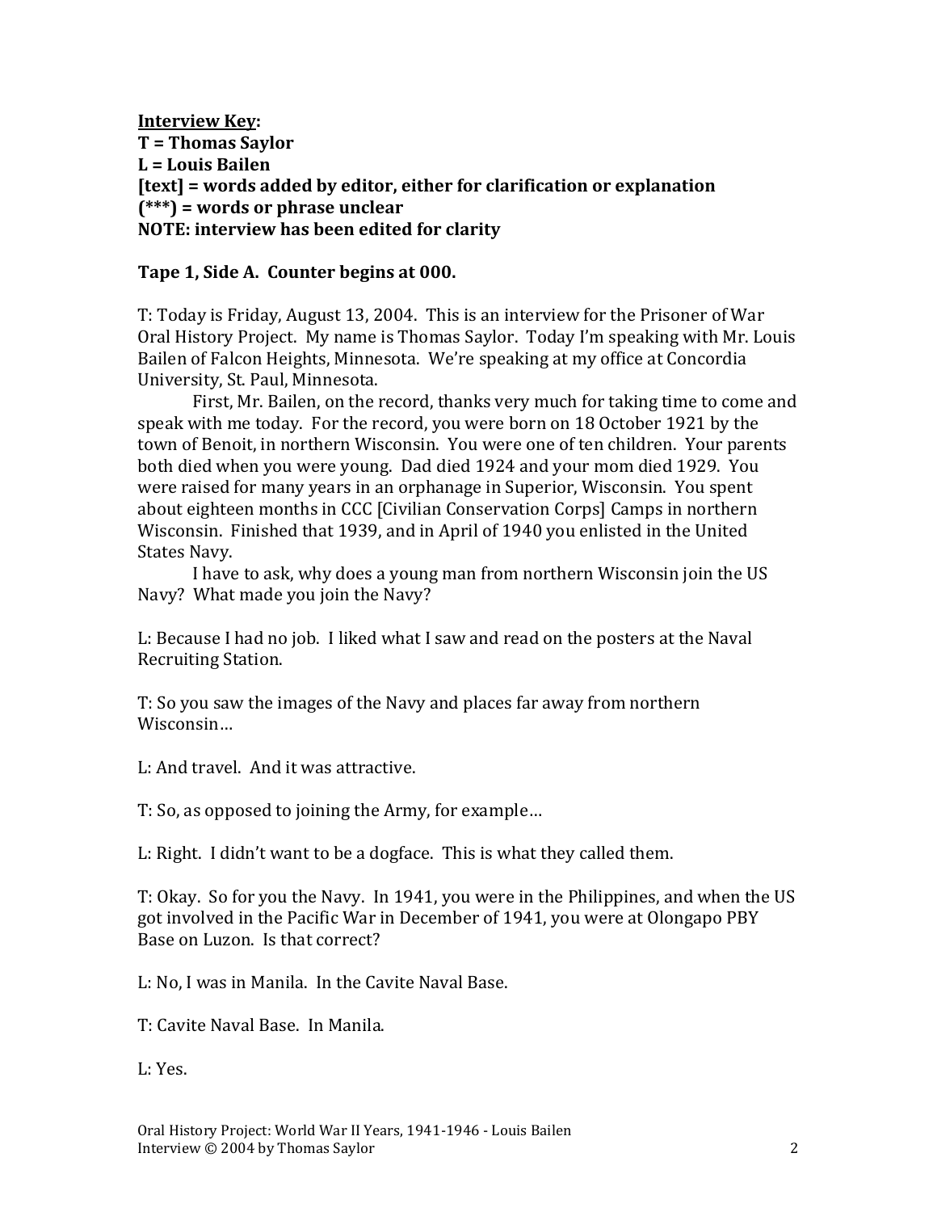**Interview Key:**
**T = Thomas Saylor**
**L = Louis Bailen**
**[text] = words added by editor, either for clarification or explanation**
**(***) = words or phrase unclear**
**NOTE: interview has been edited for clarity**

**Tape 1, Side A. Counter begins at 000.**

T: Today is Friday, August 13, 2004. This is an interview for the Prisoner of War Oral History Project. My name is Thomas Saylor. Today I'm speaking with Mr. Louis Bailen of Falcon Heights, Minnesota. We're speaking at my office at Concordia University, St. Paul, Minnesota.

First, Mr. Bailen, on the record, thanks very much for taking time to come and speak with me today. For the record, you were born on 18 October 1921 by the town of Benoit, in northern Wisconsin. You were one of ten children. Your parents both died when you were young. Dad died 1924 and your mom died 1929. You were raised for many years in an orphanage in Superior, Wisconsin. You spent about eighteen months in CCC [Civilian Conservation Corps] Camps in northern Wisconsin. Finished that 1939, and in April of 1940 you enlisted in the United States Navy.

I have to ask, why does a young man from northern Wisconsin join the US Navy? What made you join the Navy?

L: Because I had no job. I liked what I saw and read on the posters at the Naval Recruiting Station.

T: So you saw the images of the Navy and places far away from northern Wisconsin…

L: And travel. And it was attractive.

T: So, as opposed to joining the Army, for example…

L: Right. I didn't want to be a dogface. This is what they called them.

T: Okay. So for you the Navy. In 1941, you were in the Philippines, and when the US got involved in the Pacific War in December of 1941, you were at Olongapo PBY Base on Luzon. Is that correct?

L: No, I was in Manila. In the Cavite Naval Base.

T: Cavite Naval Base. In Manila.

L: Yes.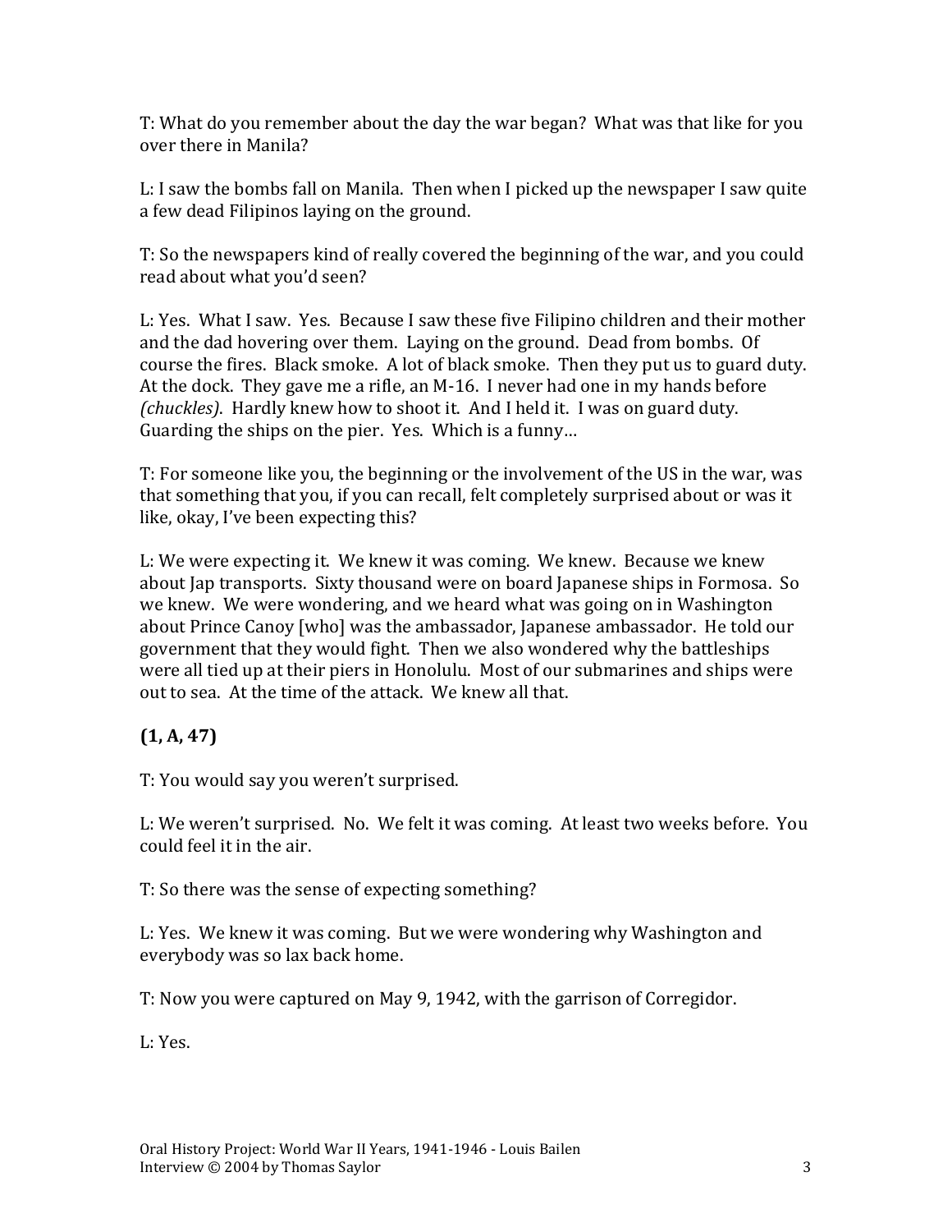T: What do you remember about the day the war began? What was that like for you over there in Manila?

L: I saw the bombs fall on Manila. Then when I picked up the newspaper I saw quite a few dead Filipinos laying on the ground.

T: So the newspapers kind of really covered the beginning of the war, and you could read about what you'd seen?

L: Yes. What I saw. Yes. Because I saw these five Filipino children and their mother and the dad hovering over them. Laying on the ground. Dead from bombs. Of course the fires. Black smoke. A lot of black smoke. Then they put us to guard duty. At the dock. They gave me a rifle, an M-16. I never had one in my hands before *(chuckles)*. Hardly knew how to shoot it. And I held it. I was on guard duty. Guarding the ships on the pier. Yes. Which is a funny…

T: For someone like you, the beginning or the involvement of the US in the war, was that something that you, if you can recall, felt completely surprised about or was it like, okay, I've been expecting this?

L: We were expecting it. We knew it was coming. We knew. Because we knew about Jap transports. Sixty thousand were on board Japanese ships in Formosa. So we knew. We were wondering, and we heard what was going on in Washington about Prince Canoy [who] was the ambassador, Japanese ambassador. He told our government that they would fight. Then we also wondered why the battleships were all tied up at their piers in Honolulu. Most of our submarines and ships were out to sea. At the time of the attack. We knew all that.

**(1, A, 47)**

T: You would say you weren't surprised.

L: We weren't surprised. No. We felt it was coming. At least two weeks before. You could feel it in the air.

T: So there was the sense of expecting something?

L: Yes. We knew it was coming. But we were wondering why Washington and everybody was so lax back home.

T: Now you were captured on May 9, 1942, with the garrison of Corregidor.

L: Yes.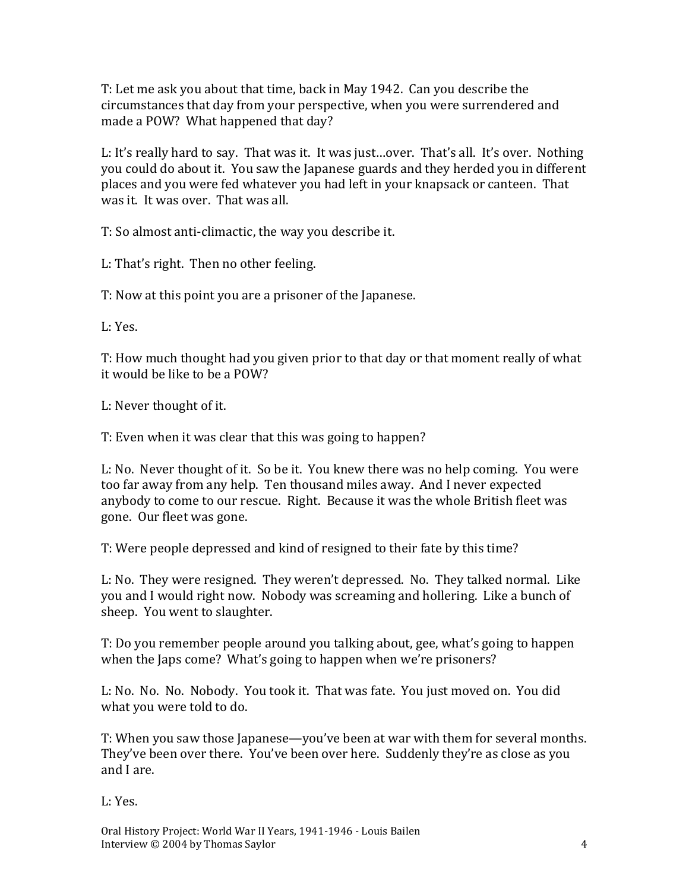T: Let me ask you about that time, back in May 1942. Can you describe the circumstances that day from your perspective, when you were surrendered and made a POW? What happened that day?

L: It's really hard to say. That was it. It was just…over. That's all. It's over. Nothing you could do about it. You saw the Japanese guards and they herded you in different places and you were fed whatever you had left in your knapsack or canteen. That was it. It was over. That was all.

T: So almost anti-climactic, the way you describe it.

L: That's right. Then no other feeling.

T: Now at this point you are a prisoner of the Japanese.

L: Yes.

T: How much thought had you given prior to that day or that moment really of what it would be like to be a POW?

L: Never thought of it.

T: Even when it was clear that this was going to happen?

L: No. Never thought of it. So be it. You knew there was no help coming. You were too far away from any help. Ten thousand miles away. And I never expected anybody to come to our rescue. Right. Because it was the whole British fleet was gone. Our fleet was gone.

T: Were people depressed and kind of resigned to their fate by this time?

L: No. They were resigned. They weren't depressed. No. They talked normal. Like you and I would right now. Nobody was screaming and hollering. Like a bunch of sheep. You went to slaughter.

T: Do you remember people around you talking about, gee, what's going to happen when the Japs come? What's going to happen when we're prisoners?

L: No. No. No. Nobody. You took it. That was fate. You just moved on. You did what you were told to do.

T: When you saw those Japanese—you've been at war with them for several months. They've been over there. You've been over here. Suddenly they're as close as you and I are.

L: Yes.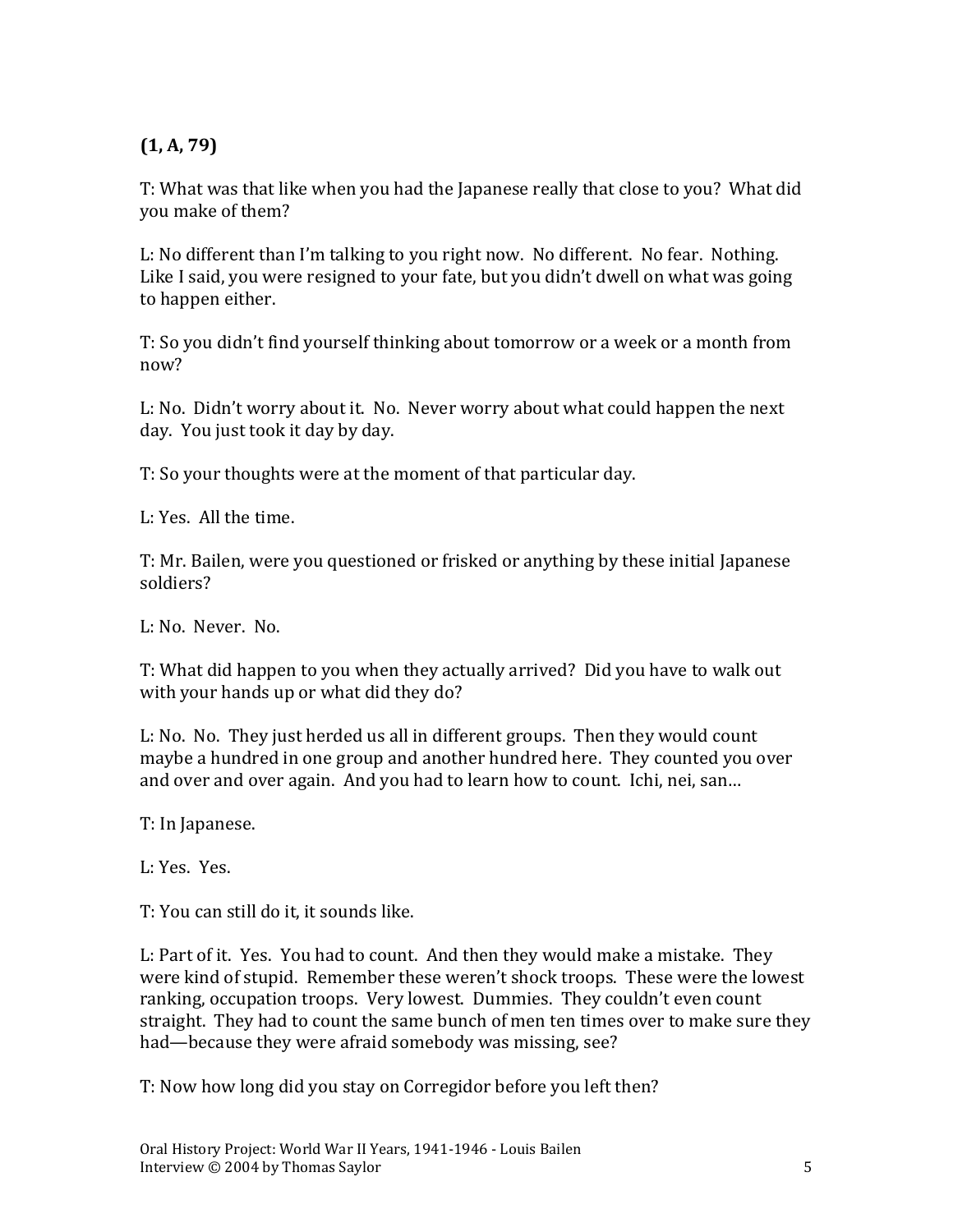**(1, A, 79)**

T: What was that like when you had the Japanese really that close to you? What did you make of them?

L: No different than I'm talking to you right now. No different. No fear. Nothing. Like I said, you were resigned to your fate, but you didn't dwell on what was going to happen either.

T: So you didn't find yourself thinking about tomorrow or a week or a month from now?

L: No. Didn't worry about it. No. Never worry about what could happen the next day. You just took it day by day.

T: So your thoughts were at the moment of that particular day.

L: Yes. All the time.

T: Mr. Bailen, were you questioned or frisked or anything by these initial Japanese soldiers?

L: No. Never. No.

T: What did happen to you when they actually arrived? Did you have to walk out with your hands up or what did they do?

L: No. No. They just herded us all in different groups. Then they would count maybe a hundred in one group and another hundred here. They counted you over and over and over again. And you had to learn how to count. Ichi, nei, san…

T: In Japanese.

L: Yes. Yes.

T: You can still do it, it sounds like.

L: Part of it. Yes. You had to count. And then they would make a mistake. They were kind of stupid. Remember these weren't shock troops. These were the lowest ranking, occupation troops. Very lowest. Dummies. They couldn't even count straight. They had to count the same bunch of men ten times over to make sure they had—because they were afraid somebody was missing, see?

T: Now how long did you stay on Corregidor before you left then?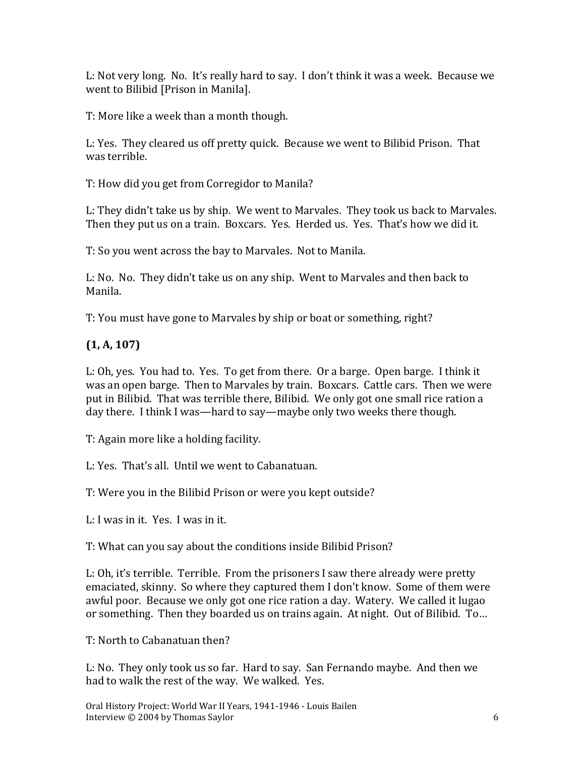L: Not very long. No. It's really hard to say. I don't think it was a week. Because we went to Bilibid [Prison in Manila].

T: More like a week than a month though.

L: Yes. They cleared us off pretty quick. Because we went to Bilibid Prison. That was terrible.

T: How did you get from Corregidor to Manila?

L: They didn't take us by ship. We went to Marvales. They took us back to Marvales. Then they put us on a train. Boxcars. Yes. Herded us. Yes. That's how we did it.

T: So you went across the bay to Marvales. Not to Manila.

L: No. No. They didn't take us on any ship. Went to Marvales and then back to Manila.

T: You must have gone to Marvales by ship or boat or something, right?

**(1, A, 107)**

L: Oh, yes. You had to. Yes. To get from there. Or a barge. Open barge. I think it was an open barge. Then to Marvales by train. Boxcars. Cattle cars. Then we were put in Bilibid. That was terrible there, Bilibid. We only got one small rice ration a day there. I think I was—hard to say—maybe only two weeks there though.

T: Again more like a holding facility.

L: Yes. That's all. Until we went to Cabanatuan.

T: Were you in the Bilibid Prison or were you kept outside?

L: I was in it. Yes. I was in it.

T: What can you say about the conditions inside Bilibid Prison?

L: Oh, it's terrible. Terrible. From the prisoners I saw there already were pretty emaciated, skinny. So where they captured them I don't know. Some of them were awful poor. Because we only got one rice ration a day. Watery. We called it lugao or something. Then they boarded us on trains again. At night. Out of Bilibid. To…

T: North to Cabanatuan then?

L: No. They only took us so far. Hard to say. San Fernando maybe. And then we had to walk the rest of the way. We walked. Yes.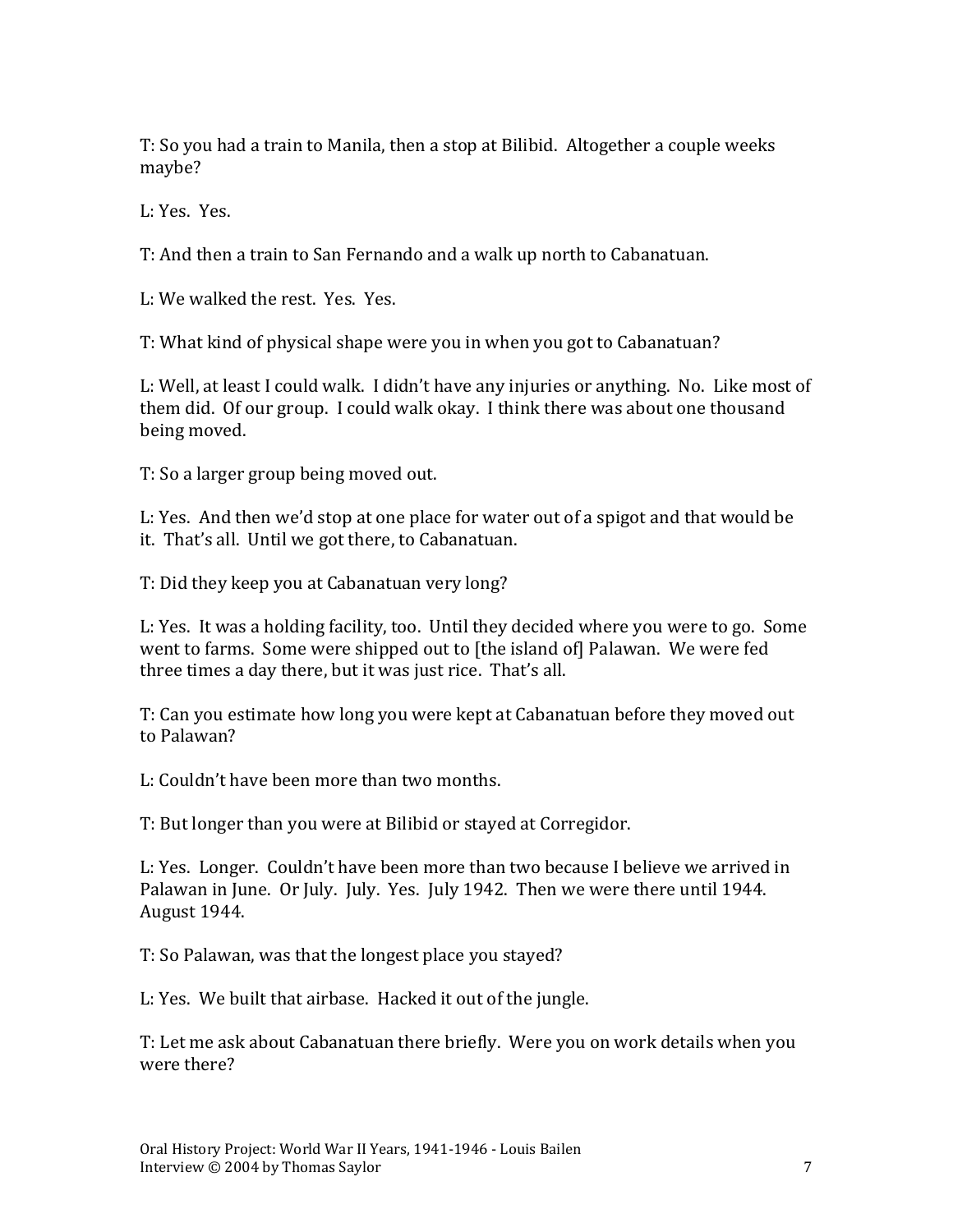T: So you had a train to Manila, then a stop at Bilibid. Altogether a couple weeks maybe?

L: Yes. Yes.

T: And then a train to San Fernando and a walk up north to Cabanatuan.

L: We walked the rest. Yes. Yes.

T: What kind of physical shape were you in when you got to Cabanatuan?

L: Well, at least I could walk. I didn't have any injuries or anything. No. Like most of them did. Of our group. I could walk okay. I think there was about one thousand being moved.

T: So a larger group being moved out.

L: Yes. And then we'd stop at one place for water out of a spigot and that would be it. That's all. Until we got there, to Cabanatuan.

T: Did they keep you at Cabanatuan very long?

L: Yes. It was a holding facility, too. Until they decided where you were to go. Some went to farms. Some were shipped out to [the island of] Palawan. We were fed three times a day there, but it was just rice. That's all.

T: Can you estimate how long you were kept at Cabanatuan before they moved out to Palawan?

L: Couldn't have been more than two months.

T: But longer than you were at Bilibid or stayed at Corregidor.

L: Yes. Longer. Couldn't have been more than two because I believe we arrived in Palawan in June. Or July. July. Yes. July 1942. Then we were there until 1944. August 1944.

T: So Palawan, was that the longest place you stayed?

L: Yes. We built that airbase. Hacked it out of the jungle.

T: Let me ask about Cabanatuan there briefly. Were you on work details when you were there?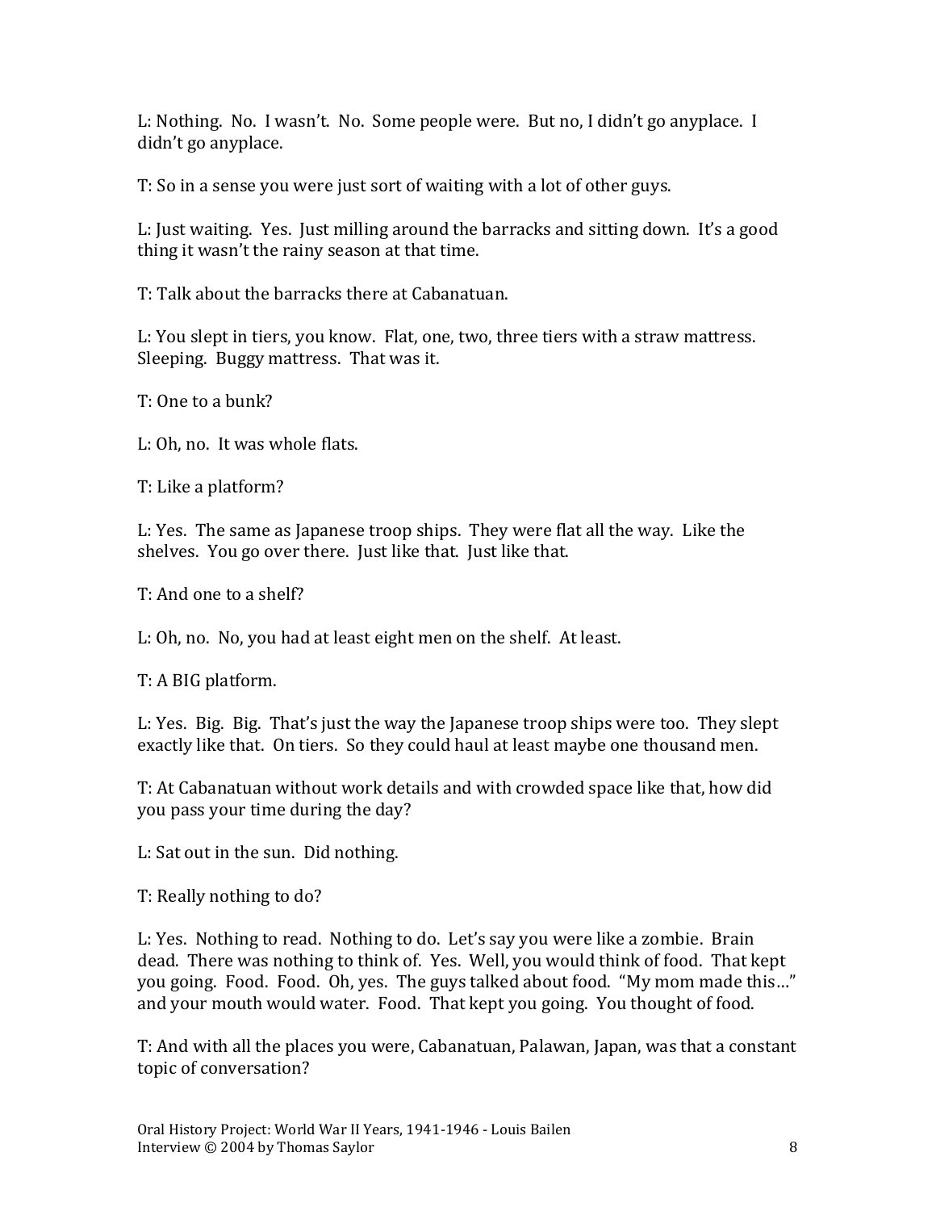L: Nothing. No. I wasn't. No. Some people were. But no, I didn't go anyplace. I didn't go anyplace.

T: So in a sense you were just sort of waiting with a lot of other guys.

L: Just waiting. Yes. Just milling around the barracks and sitting down. It's a good thing it wasn't the rainy season at that time.

T: Talk about the barracks there at Cabanatuan.

L: You slept in tiers, you know. Flat, one, two, three tiers with a straw mattress. Sleeping. Buggy mattress. That was it.

T: One to a bunk?

L: Oh, no. It was whole flats.

T: Like a platform?

L: Yes. The same as Japanese troop ships. They were flat all the way. Like the shelves. You go over there. Just like that. Just like that.

T: And one to a shelf?

L: Oh, no. No, you had at least eight men on the shelf. At least.

T: A BIG platform.

L: Yes. Big. Big. That's just the way the Japanese troop ships were too. They slept exactly like that. On tiers. So they could haul at least maybe one thousand men.

T: At Cabanatuan without work details and with crowded space like that, how did you pass your time during the day?

L: Sat out in the sun. Did nothing.

T: Really nothing to do?

L: Yes. Nothing to read. Nothing to do. Let's say you were like a zombie. Brain dead. There was nothing to think of. Yes. Well, you would think of food. That kept you going. Food. Food. Oh, yes. The guys talked about food. "My mom made this…" and your mouth would water. Food. That kept you going. You thought of food.

T: And with all the places you were, Cabanatuan, Palawan, Japan, was that a constant topic of conversation?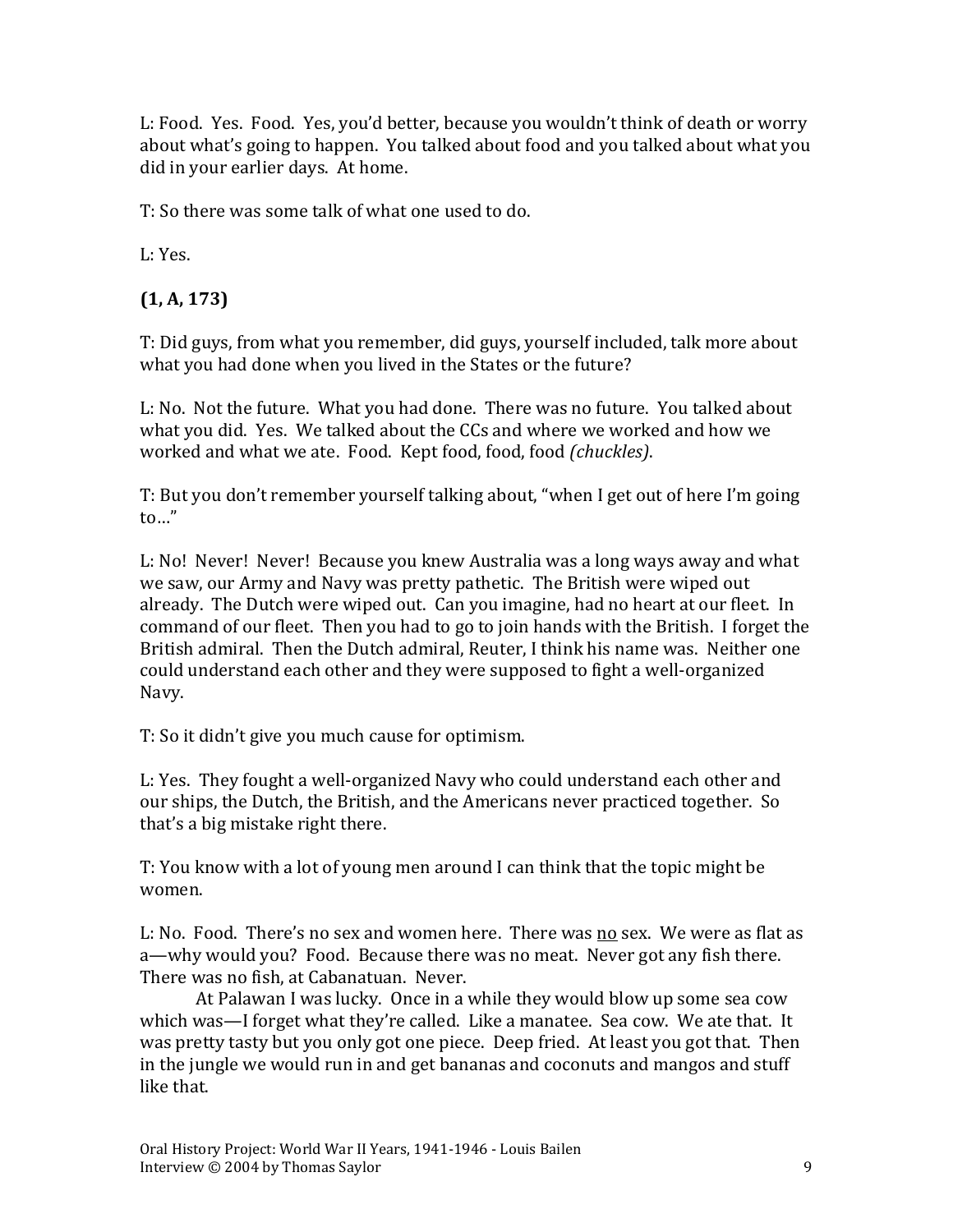L: Food. Yes. Food. Yes, you'd better, because you wouldn't think of death or worry about what's going to happen. You talked about food and you talked about what you did in your earlier days. At home.

T: So there was some talk of what one used to do.

L: Yes.

**(1, A, 173)**

T: Did guys, from what you remember, did guys, yourself included, talk more about what you had done when you lived in the States or the future?

L: No. Not the future. What you had done. There was no future. You talked about what you did. Yes. We talked about the CCs and where we worked and how we worked and what we ate. Food. Kept food, food, food *(chuckles)*.

T: But you don't remember yourself talking about, "when I get out of here I'm going to…"

L: No! Never! Never! Because you knew Australia was a long ways away and what we saw, our Army and Navy was pretty pathetic. The British were wiped out already. The Dutch were wiped out. Can you imagine, had no heart at our fleet. In command of our fleet. Then you had to go to join hands with the British. I forget the British admiral. Then the Dutch admiral, Reuter, I think his name was. Neither one could understand each other and they were supposed to fight a well-organized Navy.

T: So it didn't give you much cause for optimism.

L: Yes. They fought a well-organized Navy who could understand each other and our ships, the Dutch, the British, and the Americans never practiced together. So that's a big mistake right there.

T: You know with a lot of young men around I can think that the topic might be women.

L: No. Food. There's no sex and women here. There was <u>no</u> sex. We were as flat as a—why would you? Food. Because there was no meat. Never got any fish there. There was no fish, at Cabanatuan. Never.

At Palawan I was lucky. Once in a while they would blow up some sea cow which was—I forget what they're called. Like a manatee. Sea cow. We ate that. It was pretty tasty but you only got one piece. Deep fried. At least you got that. Then in the jungle we would run in and get bananas and coconuts and mangos and stuff like that.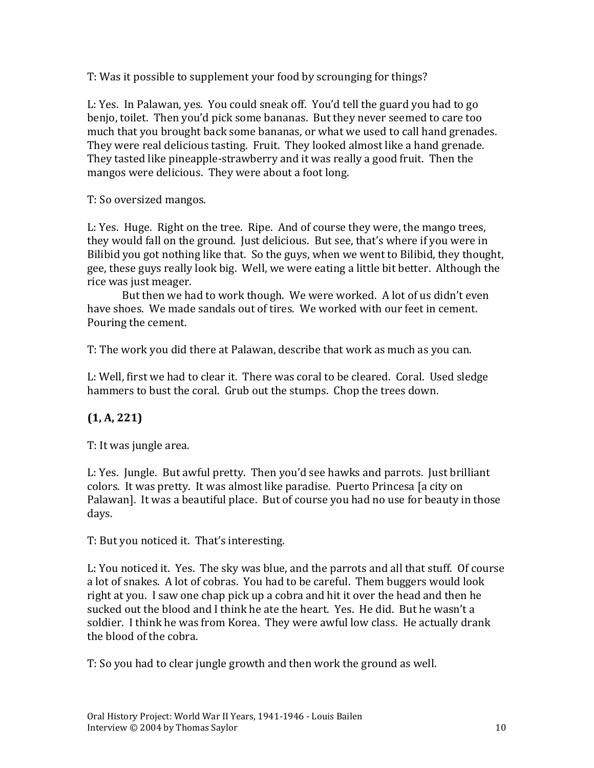T: Was it possible to supplement your food by scrounging for things?

L: Yes. In Palawan, yes. You could sneak off. You'd tell the guard you had to go benjo, toilet. Then you'd pick some bananas. But they never seemed to care too much that you brought back some bananas, or what we used to call hand grenades. They were real delicious tasting. Fruit. They looked almost like a hand grenade. They tasted like pineapple-strawberry and it was really a good fruit. Then the mangos were delicious. They were about a foot long.

T: So oversized mangos.

L: Yes. Huge. Right on the tree. Ripe. And of course they were, the mango trees, they would fall on the ground. Just delicious. But see, that's where if you were in Bilibid you got nothing like that. So the guys, when we went to Bilibid, they thought, gee, these guys really look big. Well, we were eating a little bit better. Although the rice was just meager.

But then we had to work though. We were worked. A lot of us didn't even have shoes. We made sandals out of tires. We worked with our feet in cement. Pouring the cement.

T: The work you did there at Palawan, describe that work as much as you can.

L: Well, first we had to clear it. There was coral to be cleared. Coral. Used sledge hammers to bust the coral. Grub out the stumps. Chop the trees down.

**(1, A, 221)**

T: It was jungle area.

L: Yes. Jungle. But awful pretty. Then you'd see hawks and parrots. Just brilliant colors. It was pretty. It was almost like paradise. Puerto Princesa [a city on Palawan]. It was a beautiful place. But of course you had no use for beauty in those days.

T: But you noticed it. That's interesting.

L: You noticed it. Yes. The sky was blue, and the parrots and all that stuff. Of course a lot of snakes. A lot of cobras. You had to be careful. Them buggers would look right at you. I saw one chap pick up a cobra and hit it over the head and then he sucked out the blood and I think he ate the heart. Yes. He did. But he wasn't a soldier. I think he was from Korea. They were awful low class. He actually drank the blood of the cobra.

T: So you had to clear jungle growth and then work the ground as well.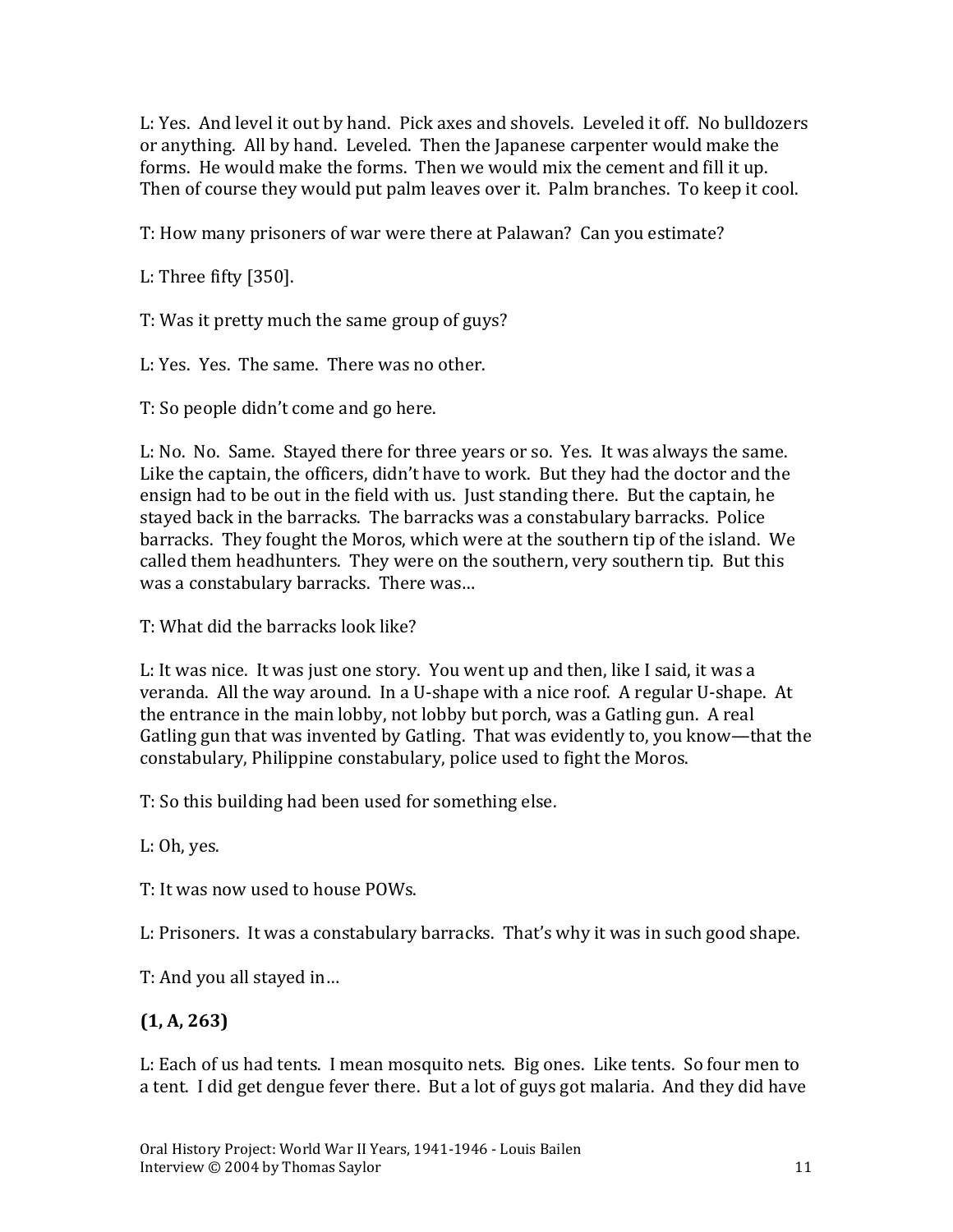L: Yes. And level it out by hand. Pick axes and shovels. Leveled it off. No bulldozers or anything. All by hand. Leveled. Then the Japanese carpenter would make the forms. He would make the forms. Then we would mix the cement and fill it up. Then of course they would put palm leaves over it. Palm branches. To keep it cool.

T: How many prisoners of war were there at Palawan? Can you estimate?

L: Three fifty [350].

T: Was it pretty much the same group of guys?

L: Yes. Yes. The same. There was no other.

T: So people didn't come and go here.

L: No. No. Same. Stayed there for three years or so. Yes. It was always the same. Like the captain, the officers, didn't have to work. But they had the doctor and the ensign had to be out in the field with us. Just standing there. But the captain, he stayed back in the barracks. The barracks was a constabulary barracks. Police barracks. They fought the Moros, which were at the southern tip of the island. We called them headhunters. They were on the southern, very southern tip. But this was a constabulary barracks. There was…

T: What did the barracks look like?

L: It was nice. It was just one story. You went up and then, like I said, it was a veranda. All the way around. In a U-shape with a nice roof. A regular U-shape. At the entrance in the main lobby, not lobby but porch, was a Gatling gun. A real Gatling gun that was invented by Gatling. That was evidently to, you know—that the constabulary, Philippine constabulary, police used to fight the Moros.

T: So this building had been used for something else.

L: Oh, yes.

T: It was now used to house POWs.

L: Prisoners. It was a constabulary barracks. That's why it was in such good shape.

T: And you all stayed in…

**(1, A, 263)**

L: Each of us had tents. I mean mosquito nets. Big ones. Like tents. So four men to a tent. I did get dengue fever there. But a lot of guys got malaria. And they did have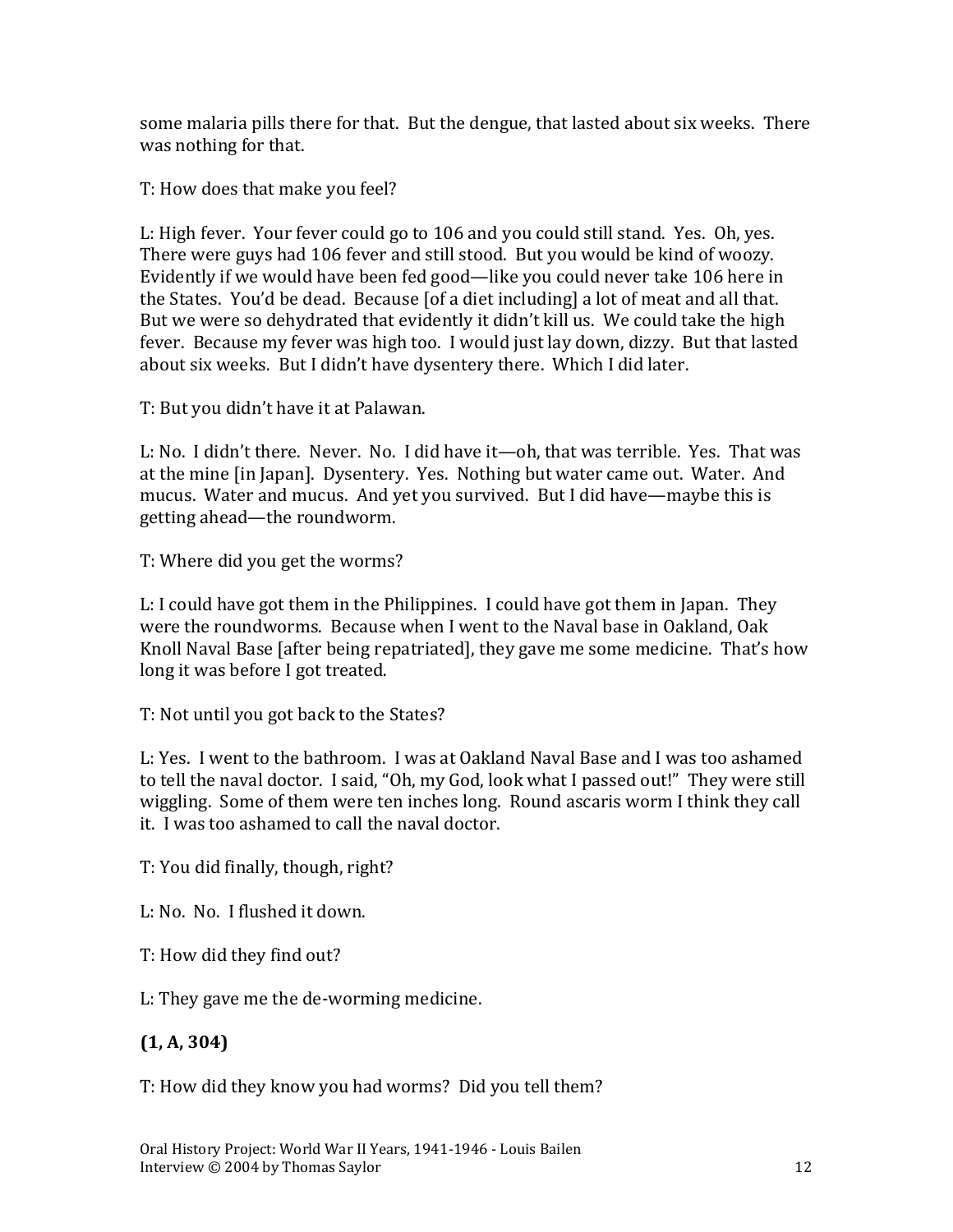some malaria pills there for that. But the dengue, that lasted about six weeks. There was nothing for that.

T: How does that make you feel?

L: High fever. Your fever could go to 106 and you could still stand. Yes. Oh, yes. There were guys had 106 fever and still stood. But you would be kind of woozy. Evidently if we would have been fed good—like you could never take 106 here in the States. You'd be dead. Because [of a diet including] a lot of meat and all that. But we were so dehydrated that evidently it didn't kill us. We could take the high fever. Because my fever was high too. I would just lay down, dizzy. But that lasted about six weeks. But I didn't have dysentery there. Which I did later.

T: But you didn't have it at Palawan.

L: No. I didn't there. Never. No. I did have it—oh, that was terrible. Yes. That was at the mine [in Japan]. Dysentery. Yes. Nothing but water came out. Water. And mucus. Water and mucus. And yet you survived. But I did have—maybe this is getting ahead—the roundworm.

T: Where did you get the worms?

L: I could have got them in the Philippines. I could have got them in Japan. They were the roundworms. Because when I went to the Naval base in Oakland, Oak Knoll Naval Base [after being repatriated], they gave me some medicine. That's how long it was before I got treated.

T: Not until you got back to the States?

L: Yes. I went to the bathroom. I was at Oakland Naval Base and I was too ashamed to tell the naval doctor. I said, "Oh, my God, look what I passed out!" They were still wiggling. Some of them were ten inches long. Round ascaris worm I think they call it. I was too ashamed to call the naval doctor.

T: You did finally, though, right?

L: No. No. I flushed it down.

T: How did they find out?

L: They gave me the de-worming medicine.

**(1, A, 304)**

T: How did they know you had worms? Did you tell them?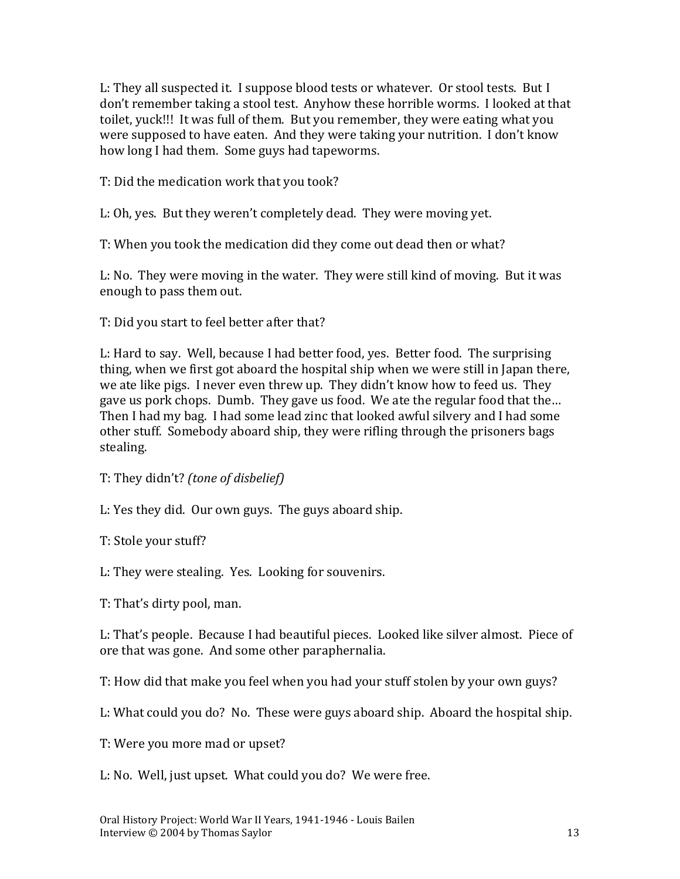L: They all suspected it. I suppose blood tests or whatever. Or stool tests. But I don't remember taking a stool test. Anyhow these horrible worms. I looked at that toilet, yuck!!! It was full of them. But you remember, they were eating what you were supposed to have eaten. And they were taking your nutrition. I don't know how long I had them. Some guys had tapeworms.

T: Did the medication work that you took?

L: Oh, yes. But they weren't completely dead. They were moving yet.

T: When you took the medication did they come out dead then or what?

L: No. They were moving in the water. They were still kind of moving. But it was enough to pass them out.

T: Did you start to feel better after that?

L: Hard to say. Well, because I had better food, yes. Better food. The surprising thing, when we first got aboard the hospital ship when we were still in Japan there, we ate like pigs. I never even threw up. They didn't know how to feed us. They gave us pork chops. Dumb. They gave us food. We ate the regular food that the… Then I had my bag. I had some lead zinc that looked awful silvery and I had some other stuff. Somebody aboard ship, they were rifling through the prisoners bags stealing.

T: They didn't? *(tone of disbelief)*

L: Yes they did. Our own guys. The guys aboard ship.

T: Stole your stuff?

L: They were stealing. Yes. Looking for souvenirs.

T: That's dirty pool, man.

L: That's people. Because I had beautiful pieces. Looked like silver almost. Piece of ore that was gone. And some other paraphernalia.

T: How did that make you feel when you had your stuff stolen by your own guys?

L: What could you do? No. These were guys aboard ship. Aboard the hospital ship.

T: Were you more mad or upset?

L: No. Well, just upset. What could you do? We were free.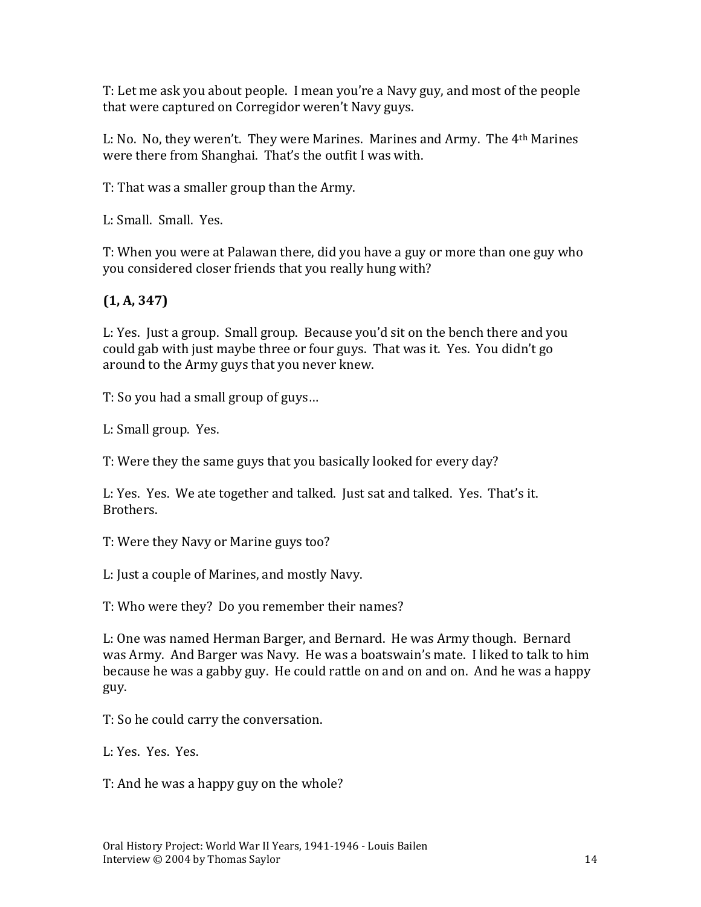T: Let me ask you about people. I mean you're a Navy guy, and most of the people that were captured on Corregidor weren't Navy guys.

L: No. No, they weren't. They were Marines. Marines and Army. The 4th Marines were there from Shanghai. That's the outfit I was with.

T: That was a smaller group than the Army.

L: Small. Small. Yes.

T: When you were at Palawan there, did you have a guy or more than one guy who you considered closer friends that you really hung with?

**(1, A, 347)**

L: Yes. Just a group. Small group. Because you'd sit on the bench there and you could gab with just maybe three or four guys. That was it. Yes. You didn't go around to the Army guys that you never knew.

T: So you had a small group of guys…

L: Small group. Yes.

T: Were they the same guys that you basically looked for every day?

L: Yes. Yes. We ate together and talked. Just sat and talked. Yes. That's it. Brothers.

T: Were they Navy or Marine guys too?

L: Just a couple of Marines, and mostly Navy.

T: Who were they? Do you remember their names?

L: One was named Herman Barger, and Bernard. He was Army though. Bernard was Army. And Barger was Navy. He was a boatswain's mate. I liked to talk to him because he was a gabby guy. He could rattle on and on and on. And he was a happy guy.

T: So he could carry the conversation.

L: Yes. Yes. Yes.

T: And he was a happy guy on the whole?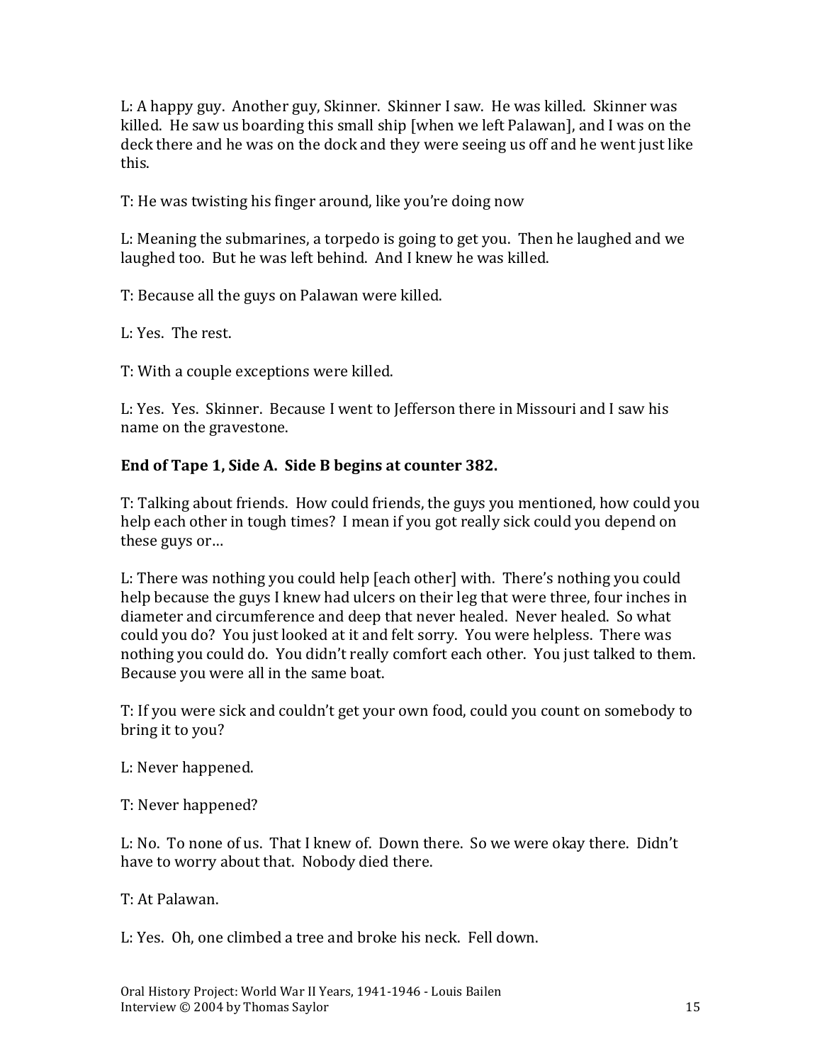L: A happy guy. Another guy, Skinner. Skinner I saw. He was killed. Skinner was killed. He saw us boarding this small ship [when we left Palawan], and I was on the deck there and he was on the dock and they were seeing us off and he went just like this.

T: He was twisting his finger around, like you're doing now

L: Meaning the submarines, a torpedo is going to get you. Then he laughed and we laughed too. But he was left behind. And I knew he was killed.

T: Because all the guys on Palawan were killed.

L: Yes. The rest.

T: With a couple exceptions were killed.

L: Yes. Yes. Skinner. Because I went to Jefferson there in Missouri and I saw his name on the gravestone.

**End of Tape 1, Side A. Side B begins at counter 382.**

T: Talking about friends. How could friends, the guys you mentioned, how could you help each other in tough times? I mean if you got really sick could you depend on these guys or…

L: There was nothing you could help [each other] with. There's nothing you could help because the guys I knew had ulcers on their leg that were three, four inches in diameter and circumference and deep that never healed. Never healed. So what could you do? You just looked at it and felt sorry. You were helpless. There was nothing you could do. You didn't really comfort each other. You just talked to them. Because you were all in the same boat.

T: If you were sick and couldn't get your own food, could you count on somebody to bring it to you?

L: Never happened.

T: Never happened?

L: No. To none of us. That I knew of. Down there. So we were okay there. Didn't have to worry about that. Nobody died there.

T: At Palawan.

L: Yes. Oh, one climbed a tree and broke his neck. Fell down.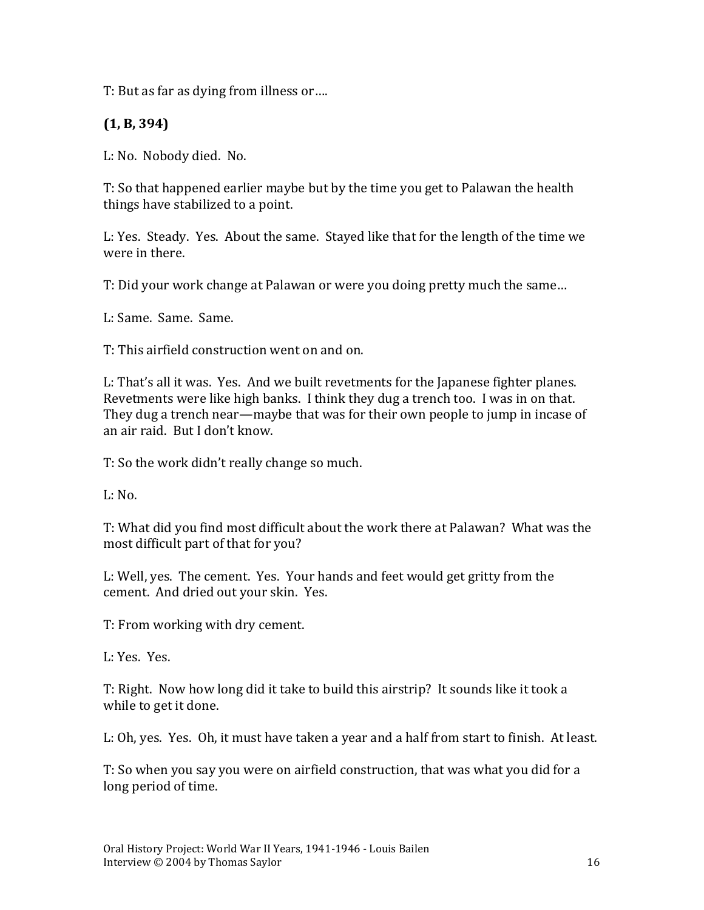T: But as far as dying from illness or….

**(1, B, 394)**

L: No. Nobody died. No.

T: So that happened earlier maybe but by the time you get to Palawan the health things have stabilized to a point.

L: Yes. Steady. Yes. About the same. Stayed like that for the length of the time we were in there.

T: Did your work change at Palawan or were you doing pretty much the same…

L: Same. Same. Same.

T: This airfield construction went on and on.

L: That's all it was. Yes. And we built revetments for the Japanese fighter planes. Revetments were like high banks. I think they dug a trench too. I was in on that. They dug a trench near—maybe that was for their own people to jump in incase of an air raid. But I don't know.

T: So the work didn't really change so much.

L: No.

T: What did you find most difficult about the work there at Palawan? What was the most difficult part of that for you?

L: Well, yes. The cement. Yes. Your hands and feet would get gritty from the cement. And dried out your skin. Yes.

T: From working with dry cement.

L: Yes. Yes.

T: Right. Now how long did it take to build this airstrip? It sounds like it took a while to get it done.

L: Oh, yes. Yes. Oh, it must have taken a year and a half from start to finish. At least.

T: So when you say you were on airfield construction, that was what you did for a long period of time.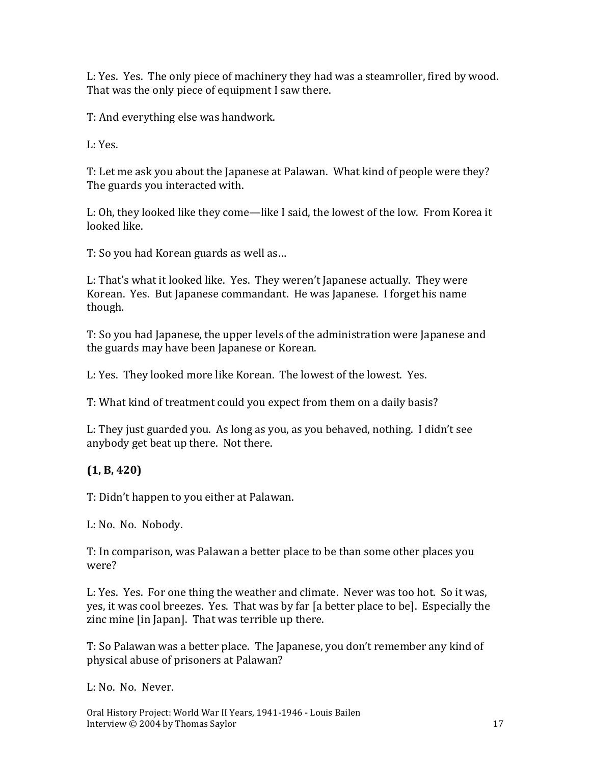L: Yes. Yes. The only piece of machinery they had was a steamroller, fired by wood. That was the only piece of equipment I saw there.

T: And everything else was handwork.

L: Yes.

T: Let me ask you about the Japanese at Palawan. What kind of people were they? The guards you interacted with.

L: Oh, they looked like they come—like I said, the lowest of the low. From Korea it looked like.

T: So you had Korean guards as well as…

L: That's what it looked like. Yes. They weren't Japanese actually. They were Korean. Yes. But Japanese commandant. He was Japanese. I forget his name though.

T: So you had Japanese, the upper levels of the administration were Japanese and the guards may have been Japanese or Korean.

L: Yes. They looked more like Korean. The lowest of the lowest. Yes.

T: What kind of treatment could you expect from them on a daily basis?

L: They just guarded you. As long as you, as you behaved, nothing. I didn't see anybody get beat up there. Not there.

**(1, B, 420)**

T: Didn't happen to you either at Palawan.

L: No. No. Nobody.

T: In comparison, was Palawan a better place to be than some other places you were?

L: Yes. Yes. For one thing the weather and climate. Never was too hot. So it was, yes, it was cool breezes. Yes. That was by far [a better place to be]. Especially the zinc mine [in Japan]. That was terrible up there.

T: So Palawan was a better place. The Japanese, you don't remember any kind of physical abuse of prisoners at Palawan?

L: No. No. Never.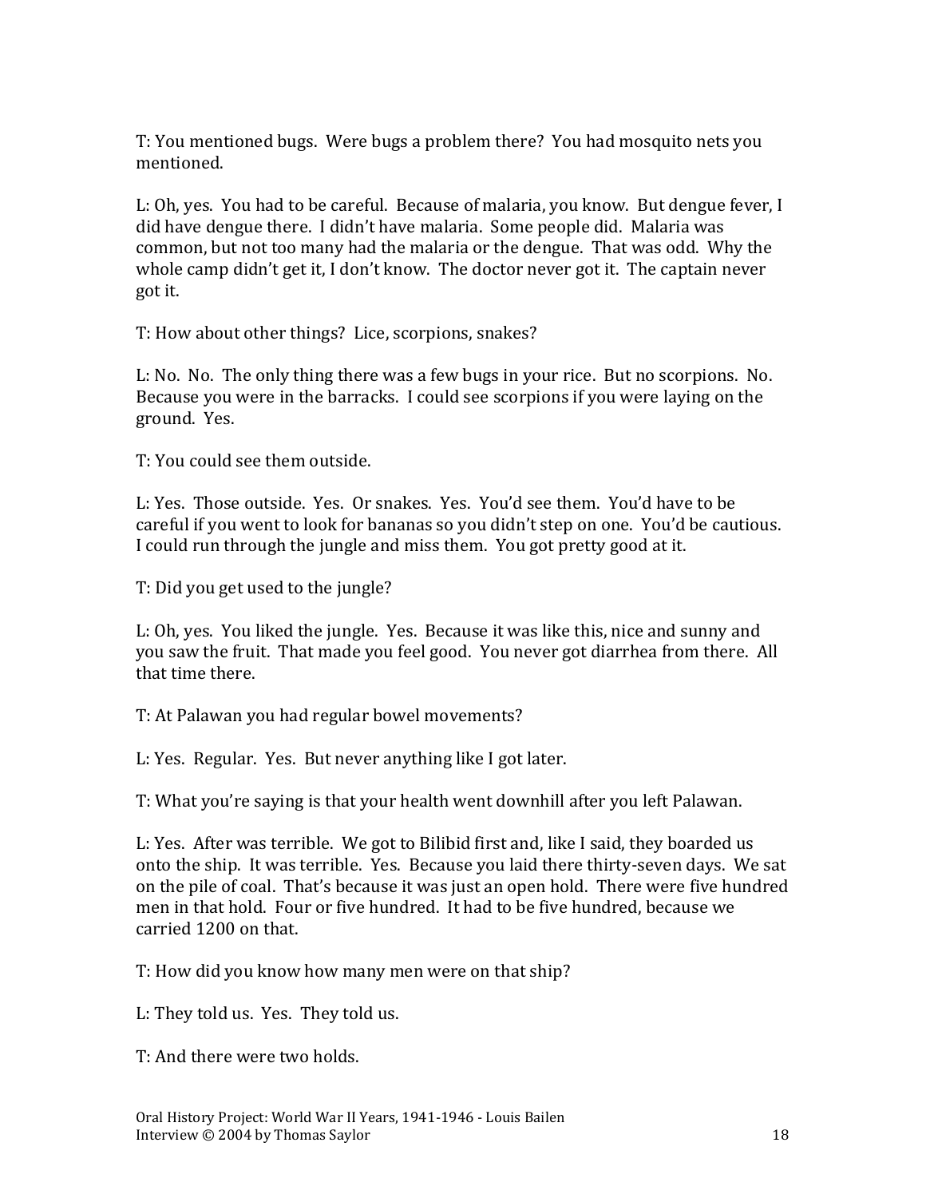T: You mentioned bugs. Were bugs a problem there? You had mosquito nets you mentioned.

L: Oh, yes. You had to be careful. Because of malaria, you know. But dengue fever, I did have dengue there. I didn't have malaria. Some people did. Malaria was common, but not too many had the malaria or the dengue. That was odd. Why the whole camp didn't get it, I don't know. The doctor never got it. The captain never got it.

T: How about other things? Lice, scorpions, snakes?

L: No. No. The only thing there was a few bugs in your rice. But no scorpions. No. Because you were in the barracks. I could see scorpions if you were laying on the ground. Yes.

T: You could see them outside.

L: Yes. Those outside. Yes. Or snakes. Yes. You'd see them. You'd have to be careful if you went to look for bananas so you didn't step on one. You'd be cautious. I could run through the jungle and miss them. You got pretty good at it.

T: Did you get used to the jungle?

L: Oh, yes. You liked the jungle. Yes. Because it was like this, nice and sunny and you saw the fruit. That made you feel good. You never got diarrhea from there. All that time there.

T: At Palawan you had regular bowel movements?

L: Yes. Regular. Yes. But never anything like I got later.

T: What you're saying is that your health went downhill after you left Palawan.

L: Yes. After was terrible. We got to Bilibid first and, like I said, they boarded us onto the ship. It was terrible. Yes. Because you laid there thirty-seven days. We sat on the pile of coal. That's because it was just an open hold. There were five hundred men in that hold. Four or five hundred. It had to be five hundred, because we carried 1200 on that.

T: How did you know how many men were on that ship?

L: They told us. Yes. They told us.

T: And there were two holds.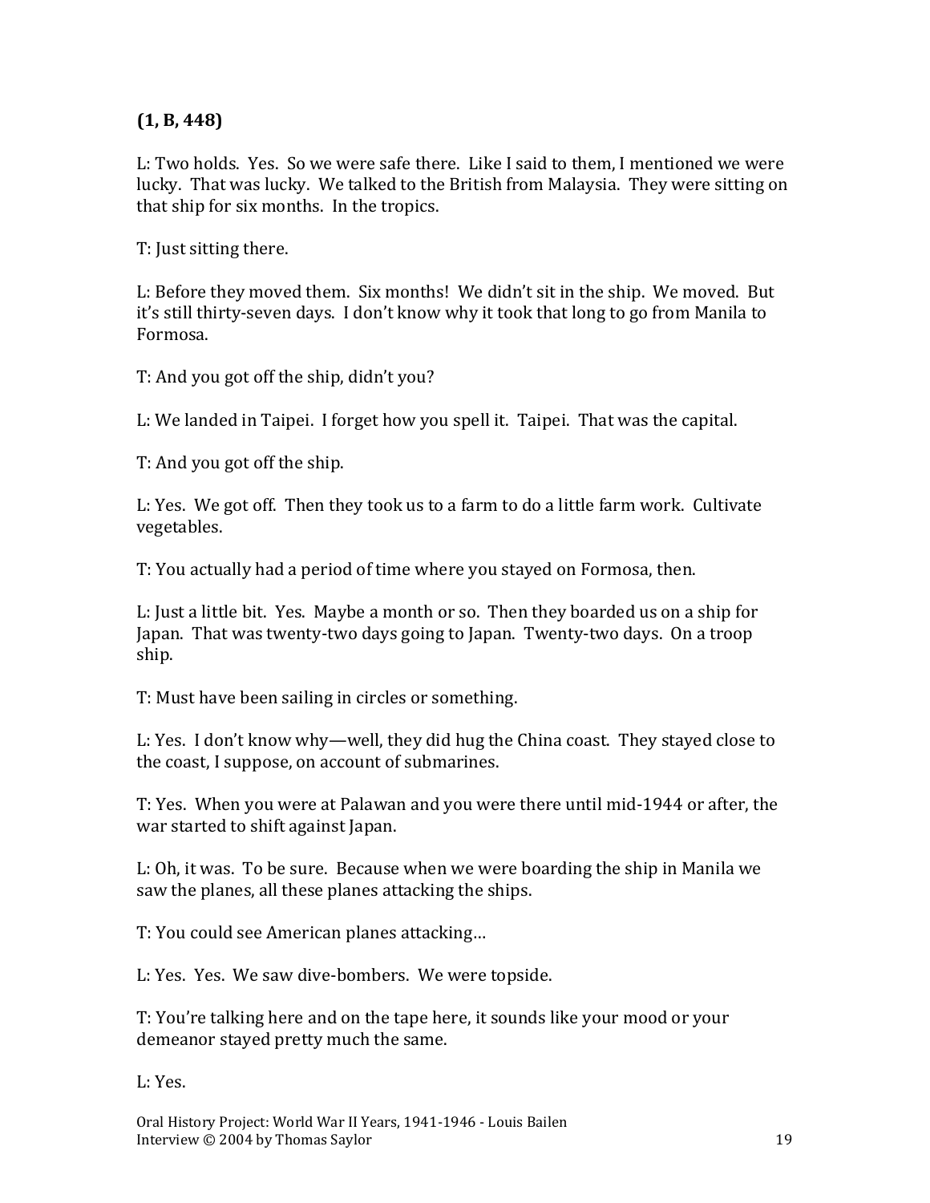**(1, B, 448)**

L: Two holds. Yes. So we were safe there. Like I said to them, I mentioned we were lucky. That was lucky. We talked to the British from Malaysia. They were sitting on that ship for six months. In the tropics.

T: Just sitting there.

L: Before they moved them. Six months! We didn't sit in the ship. We moved. But it's still thirty-seven days. I don't know why it took that long to go from Manila to Formosa.

T: And you got off the ship, didn't you?

L: We landed in Taipei. I forget how you spell it. Taipei. That was the capital.

T: And you got off the ship.

L: Yes. We got off. Then they took us to a farm to do a little farm work. Cultivate vegetables.

T: You actually had a period of time where you stayed on Formosa, then.

L: Just a little bit. Yes. Maybe a month or so. Then they boarded us on a ship for Japan. That was twenty-two days going to Japan. Twenty-two days. On a troop ship.

T: Must have been sailing in circles or something.

L: Yes. I don't know why—well, they did hug the China coast. They stayed close to the coast, I suppose, on account of submarines.

T: Yes. When you were at Palawan and you were there until mid-1944 or after, the war started to shift against Japan.

L: Oh, it was. To be sure. Because when we were boarding the ship in Manila we saw the planes, all these planes attacking the ships.

T: You could see American planes attacking…

L: Yes. Yes. We saw dive-bombers. We were topside.

T: You're talking here and on the tape here, it sounds like your mood or your demeanor stayed pretty much the same.

L: Yes.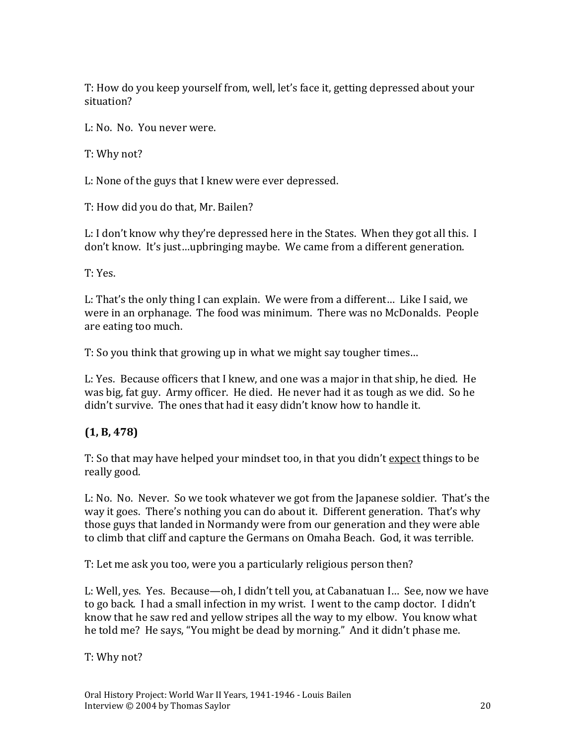T: How do you keep yourself from, well, let's face it, getting depressed about your situation?

L: No. No. You never were.

T: Why not?

L: None of the guys that I knew were ever depressed.

T: How did you do that, Mr. Bailen?

L: I don't know why they're depressed here in the States. When they got all this. I don't know. It's just…upbringing maybe. We came from a different generation.

T: Yes.

L: That's the only thing I can explain. We were from a different… Like I said, we were in an orphanage. The food was minimum. There was no McDonalds. People are eating too much.

T: So you think that growing up in what we might say tougher times…

L: Yes. Because officers that I knew, and one was a major in that ship, he died. He was big, fat guy. Army officer. He died. He never had it as tough as we did. So he didn't survive. The ones that had it easy didn't know how to handle it.

**(1, B, 478)**

T: So that may have helped your mindset too, in that you didn't <u>expect</u> things to be really good.

L: No. No. Never. So we took whatever we got from the Japanese soldier. That's the way it goes. There's nothing you can do about it. Different generation. That's why those guys that landed in Normandy were from our generation and they were able to climb that cliff and capture the Germans on Omaha Beach. God, it was terrible.

T: Let me ask you too, were you a particularly religious person then?

L: Well, yes. Yes. Because—oh, I didn't tell you, at Cabanatuan I… See, now we have to go back. I had a small infection in my wrist. I went to the camp doctor. I didn't know that he saw red and yellow stripes all the way to my elbow. You know what he told me? He says, "You might be dead by morning." And it didn't phase me.

T: Why not?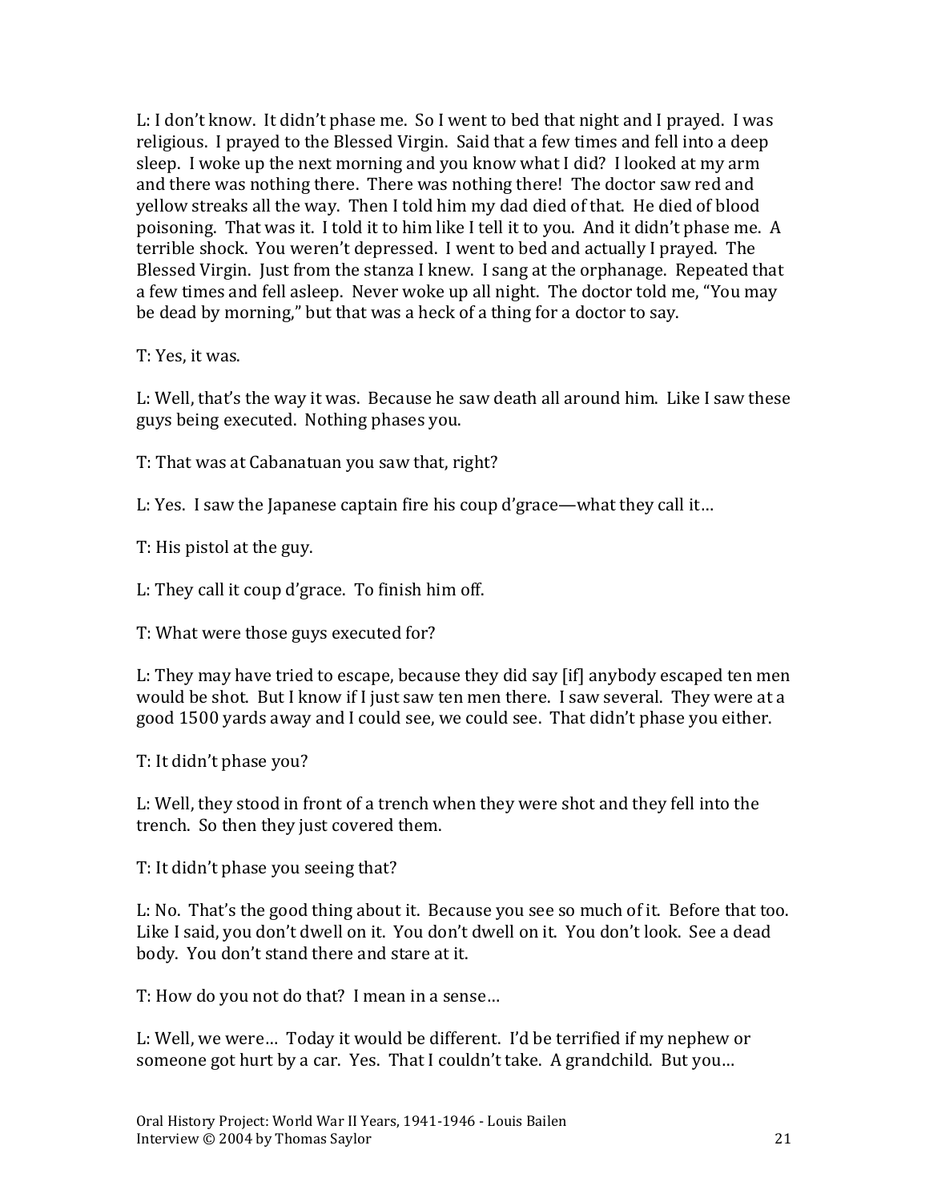L: I don't know. It didn't phase me. So I went to bed that night and I prayed. I was religious. I prayed to the Blessed Virgin. Said that a few times and fell into a deep sleep. I woke up the next morning and you know what I did? I looked at my arm and there was nothing there. There was nothing there! The doctor saw red and yellow streaks all the way. Then I told him my dad died of that. He died of blood poisoning. That was it. I told it to him like I tell it to you. And it didn't phase me. A terrible shock. You weren't depressed. I went to bed and actually I prayed. The Blessed Virgin. Just from the stanza I knew. I sang at the orphanage. Repeated that a few times and fell asleep. Never woke up all night. The doctor told me, "You may be dead by morning," but that was a heck of a thing for a doctor to say.

T: Yes, it was.

L: Well, that's the way it was. Because he saw death all around him. Like I saw these guys being executed. Nothing phases you.

T: That was at Cabanatuan you saw that, right?

L: Yes. I saw the Japanese captain fire his coup d'grace—what they call it…

T: His pistol at the guy.

L: They call it coup d'grace. To finish him off.

T: What were those guys executed for?

L: They may have tried to escape, because they did say [if] anybody escaped ten men would be shot. But I know if I just saw ten men there. I saw several. They were at a good 1500 yards away and I could see, we could see. That didn't phase you either.

T: It didn't phase you?

L: Well, they stood in front of a trench when they were shot and they fell into the trench. So then they just covered them.

T: It didn't phase you seeing that?

L: No. That's the good thing about it. Because you see so much of it. Before that too. Like I said, you don't dwell on it. You don't dwell on it. You don't look. See a dead body. You don't stand there and stare at it.

T: How do you not do that? I mean in a sense…

L: Well, we were… Today it would be different. I'd be terrified if my nephew or someone got hurt by a car. Yes. That I couldn't take. A grandchild. But you…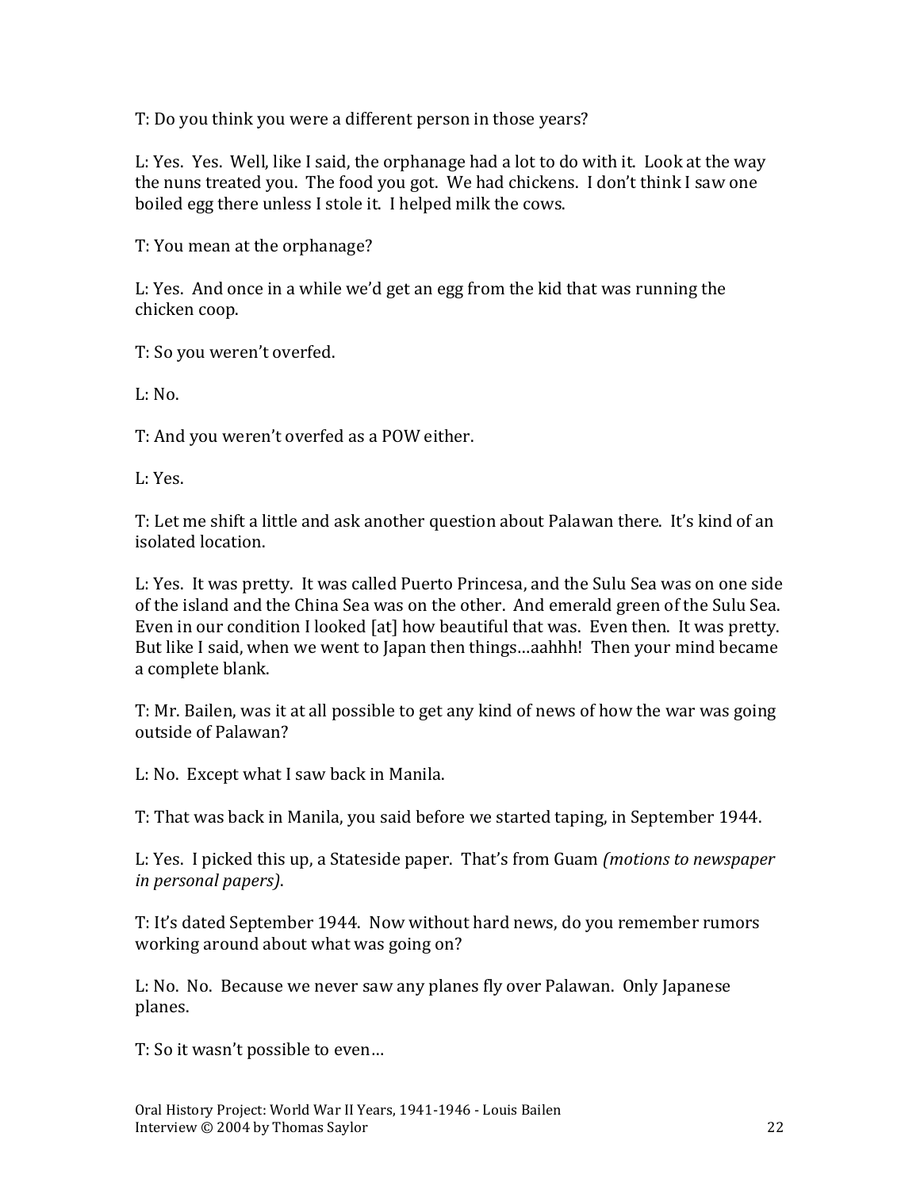T: Do you think you were a different person in those years?

L: Yes. Yes. Well, like I said, the orphanage had a lot to do with it. Look at the way the nuns treated you. The food you got. We had chickens. I don't think I saw one boiled egg there unless I stole it. I helped milk the cows.

T: You mean at the orphanage?

L: Yes. And once in a while we'd get an egg from the kid that was running the chicken coop.

T: So you weren't overfed.

L: No.

T: And you weren't overfed as a POW either.

L: Yes.

T: Let me shift a little and ask another question about Palawan there. It's kind of an isolated location.

L: Yes. It was pretty. It was called Puerto Princesa, and the Sulu Sea was on one side of the island and the China Sea was on the other. And emerald green of the Sulu Sea. Even in our condition I looked [at] how beautiful that was. Even then. It was pretty. But like I said, when we went to Japan then things…aahhh! Then your mind became a complete blank.

T: Mr. Bailen, was it at all possible to get any kind of news of how the war was going outside of Palawan?

L: No. Except what I saw back in Manila.

T: That was back in Manila, you said before we started taping, in September 1944.

L: Yes. I picked this up, a Stateside paper. That's from Guam *(motions to newspaper in personal papers)*.

T: It's dated September 1944. Now without hard news, do you remember rumors working around about what was going on?

L: No. No. Because we never saw any planes fly over Palawan. Only Japanese planes.

T: So it wasn't possible to even…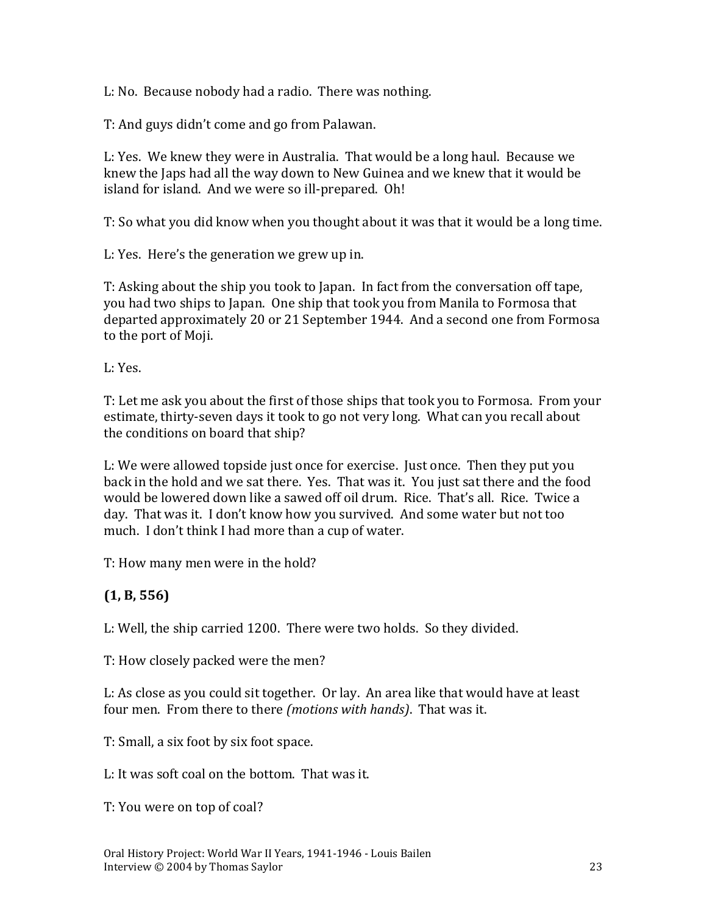L: No. Because nobody had a radio. There was nothing.

T: And guys didn't come and go from Palawan.

L: Yes. We knew they were in Australia. That would be a long haul. Because we knew the Japs had all the way down to New Guinea and we knew that it would be island for island. And we were so ill-prepared. Oh!

T: So what you did know when you thought about it was that it would be a long time.

L: Yes. Here's the generation we grew up in.

T: Asking about the ship you took to Japan. In fact from the conversation off tape, you had two ships to Japan. One ship that took you from Manila to Formosa that departed approximately 20 or 21 September 1944. And a second one from Formosa to the port of Moji.

L: Yes.

T: Let me ask you about the first of those ships that took you to Formosa. From your estimate, thirty-seven days it took to go not very long. What can you recall about the conditions on board that ship?

L: We were allowed topside just once for exercise. Just once. Then they put you back in the hold and we sat there. Yes. That was it. You just sat there and the food would be lowered down like a sawed off oil drum. Rice. That's all. Rice. Twice a day. That was it. I don't know how you survived. And some water but not too much. I don't think I had more than a cup of water.

T: How many men were in the hold?

**(1, B, 556)**

L: Well, the ship carried 1200. There were two holds. So they divided.

T: How closely packed were the men?

L: As close as you could sit together. Or lay. An area like that would have at least four men. From there to there *(motions with hands)*. That was it.

T: Small, a six foot by six foot space.

L: It was soft coal on the bottom. That was it.

T: You were on top of coal?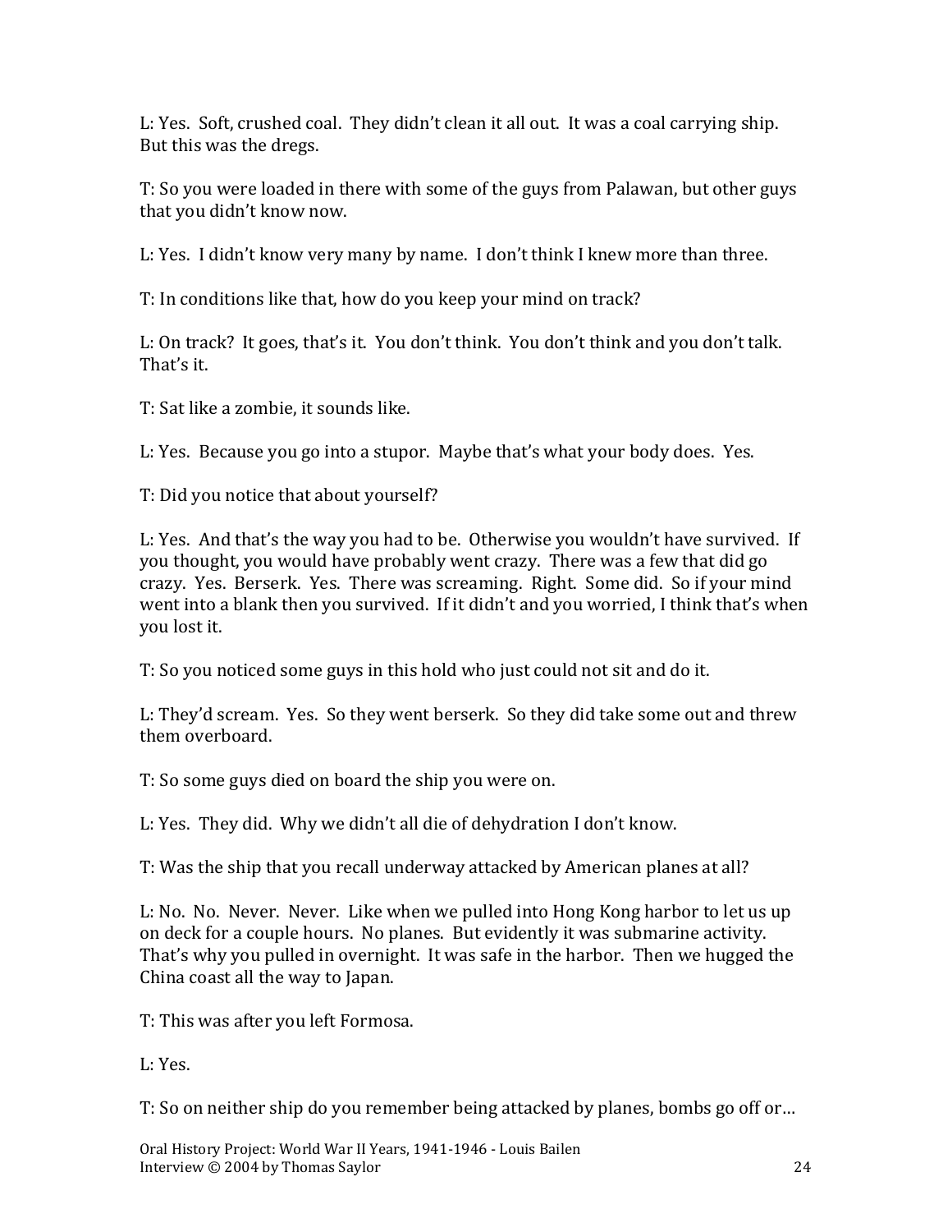L: Yes. Soft, crushed coal. They didn't clean it all out. It was a coal carrying ship. But this was the dregs.

T: So you were loaded in there with some of the guys from Palawan, but other guys that you didn't know now.

L: Yes. I didn't know very many by name. I don't think I knew more than three.

T: In conditions like that, how do you keep your mind on track?

L: On track? It goes, that's it. You don't think. You don't think and you don't talk. That's it.

T: Sat like a zombie, it sounds like.

L: Yes. Because you go into a stupor. Maybe that's what your body does. Yes.

T: Did you notice that about yourself?

L: Yes. And that's the way you had to be. Otherwise you wouldn't have survived. If you thought, you would have probably went crazy. There was a few that did go crazy. Yes. Berserk. Yes. There was screaming. Right. Some did. So if your mind went into a blank then you survived. If it didn't and you worried, I think that's when you lost it.

T: So you noticed some guys in this hold who just could not sit and do it.

L: They'd scream. Yes. So they went berserk. So they did take some out and threw them overboard.

T: So some guys died on board the ship you were on.

L: Yes. They did. Why we didn't all die of dehydration I don't know.

T: Was the ship that you recall underway attacked by American planes at all?

L: No. No. Never. Never. Like when we pulled into Hong Kong harbor to let us up on deck for a couple hours. No planes. But evidently it was submarine activity. That's why you pulled in overnight. It was safe in the harbor. Then we hugged the China coast all the way to Japan.

T: This was after you left Formosa.

L: Yes.

T: So on neither ship do you remember being attacked by planes, bombs go off or…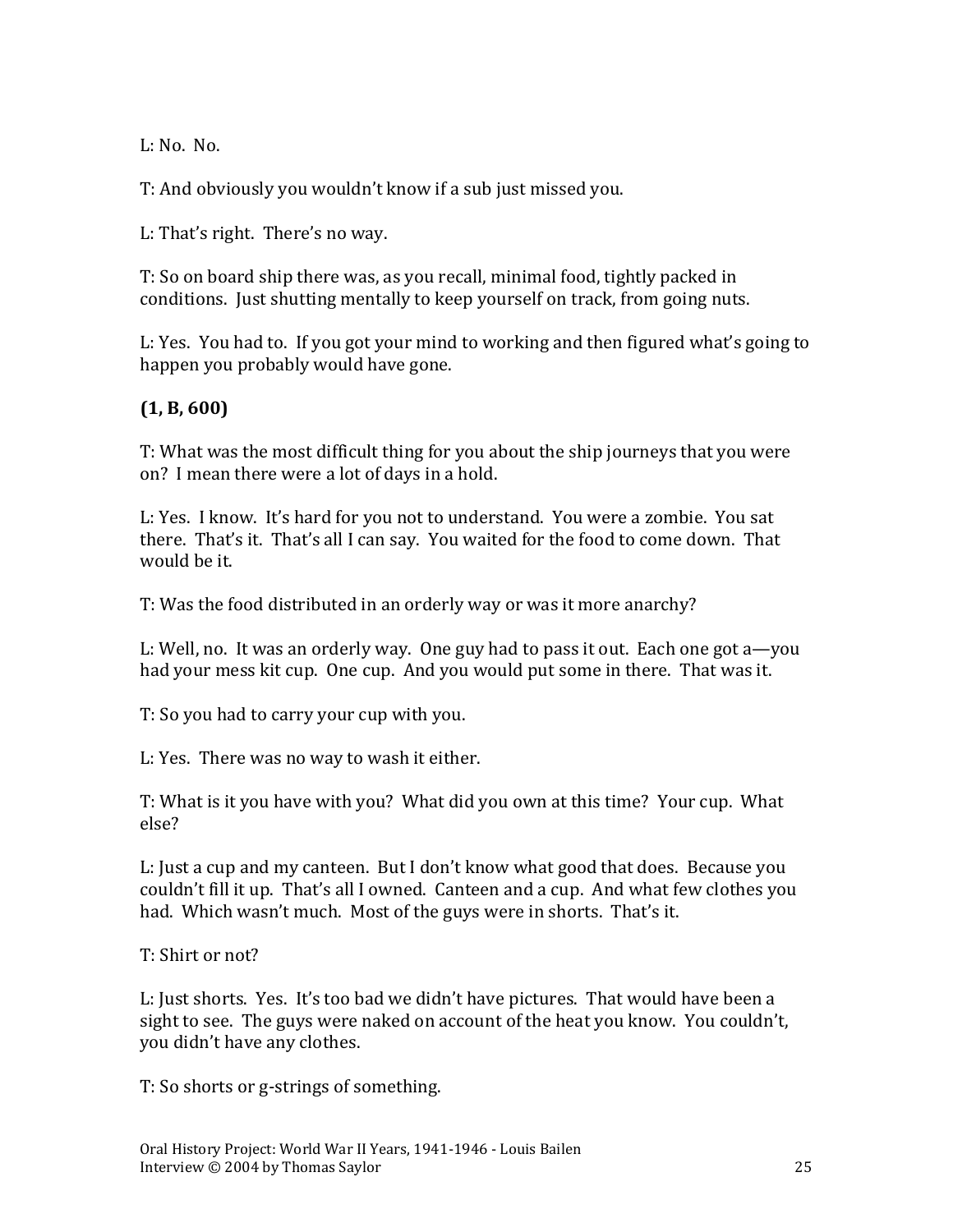L: No. No.

T: And obviously you wouldn't know if a sub just missed you.

L: That's right. There's no way.

T: So on board ship there was, as you recall, minimal food, tightly packed in conditions. Just shutting mentally to keep yourself on track, from going nuts.

L: Yes. You had to. If you got your mind to working and then figured what's going to happen you probably would have gone.

**(1, B, 600)**

T: What was the most difficult thing for you about the ship journeys that you were on? I mean there were a lot of days in a hold.

L: Yes. I know. It's hard for you not to understand. You were a zombie. You sat there. That's it. That's all I can say. You waited for the food to come down. That would be it.

T: Was the food distributed in an orderly way or was it more anarchy?

L: Well, no. It was an orderly way. One guy had to pass it out. Each one got a—you had your mess kit cup. One cup. And you would put some in there. That was it.

T: So you had to carry your cup with you.

L: Yes. There was no way to wash it either.

T: What is it you have with you? What did you own at this time? Your cup. What else?

L: Just a cup and my canteen. But I don't know what good that does. Because you couldn't fill it up. That's all I owned. Canteen and a cup. And what few clothes you had. Which wasn't much. Most of the guys were in shorts. That's it.

T: Shirt or not?

L: Just shorts. Yes. It's too bad we didn't have pictures. That would have been a sight to see. The guys were naked on account of the heat you know. You couldn't, you didn't have any clothes.

T: So shorts or g-strings of something.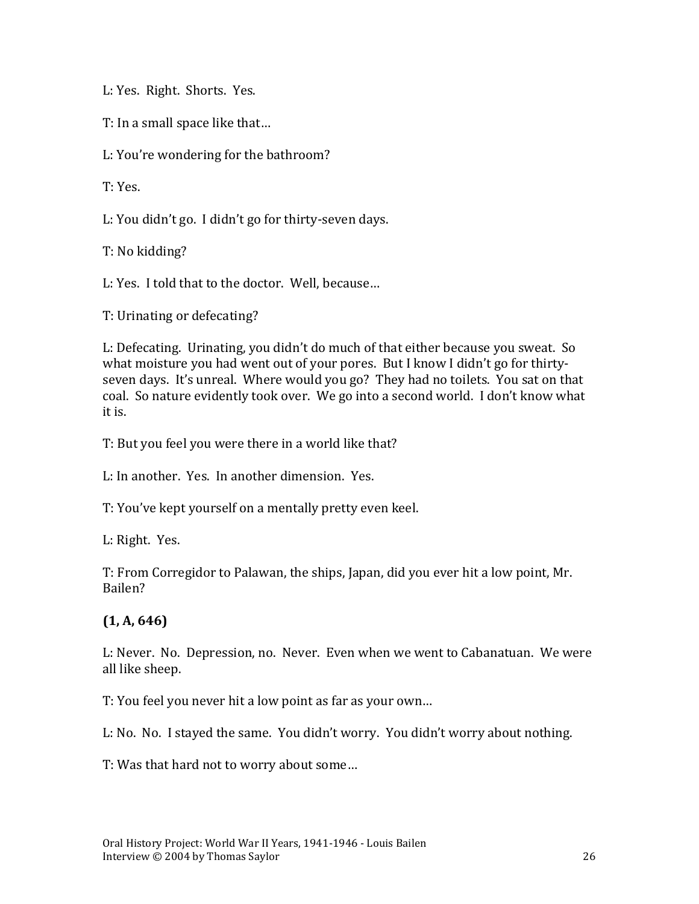L: Yes. Right. Shorts. Yes.

T: In a small space like that…

L: You're wondering for the bathroom?

T: Yes.

L: You didn't go. I didn't go for thirty-seven days.

T: No kidding?

L: Yes. I told that to the doctor. Well, because…

T: Urinating or defecating?

L: Defecating. Urinating, you didn't do much of that either because you sweat. So what moisture you had went out of your pores. But I know I didn't go for thirty-seven days. It's unreal. Where would you go? They had no toilets. You sat on that coal. So nature evidently took over. We go into a second world. I don't know what it is.

T: But you feel you were there in a world like that?

L: In another. Yes. In another dimension. Yes.

T: You've kept yourself on a mentally pretty even keel.

L: Right. Yes.

T: From Corregidor to Palawan, the ships, Japan, did you ever hit a low point, Mr. Bailen?

**(1, A, 646)**

L: Never. No. Depression, no. Never. Even when we went to Cabanatuan. We were all like sheep.

T: You feel you never hit a low point as far as your own…

L: No. No. I stayed the same. You didn't worry. You didn't worry about nothing.

T: Was that hard not to worry about some…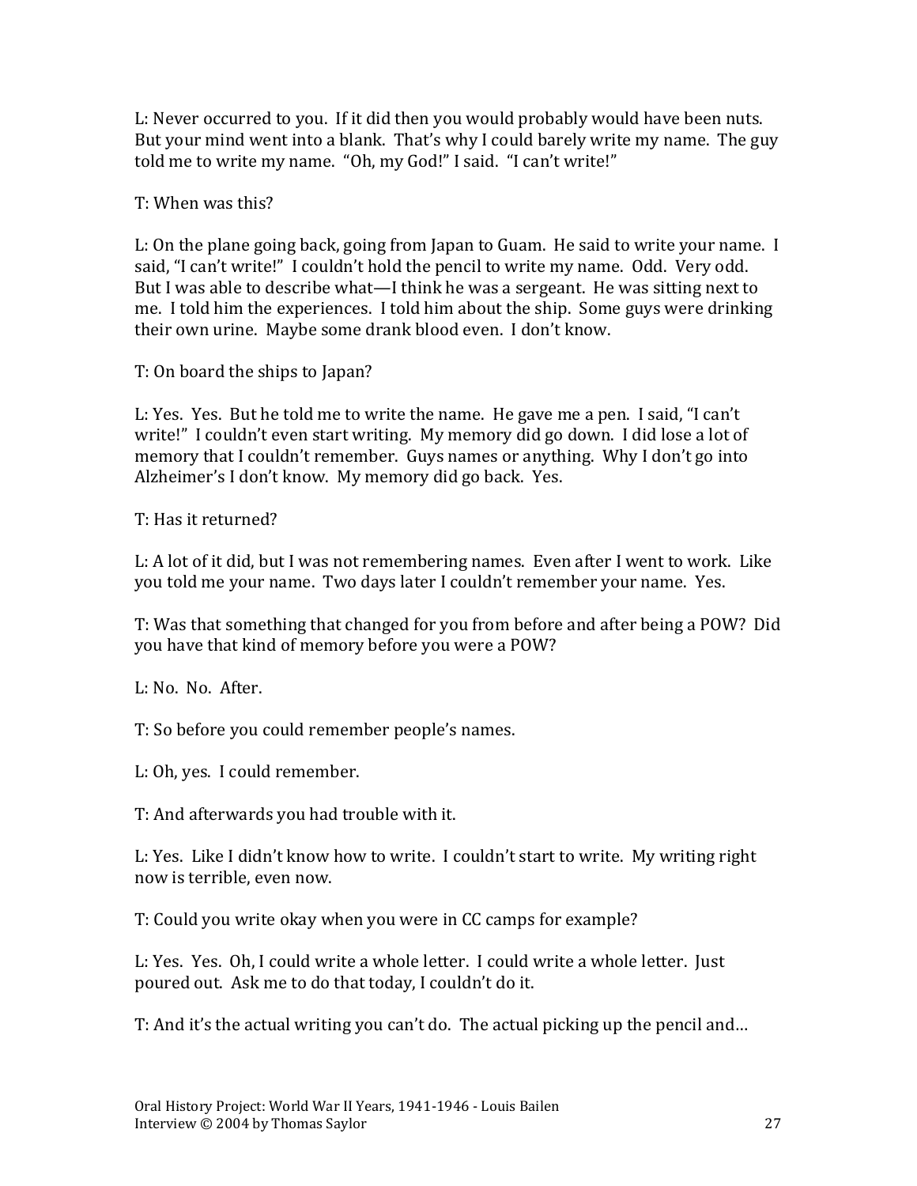L: Never occurred to you. If it did then you would probably would have been nuts. But your mind went into a blank. That's why I could barely write my name. The guy told me to write my name. "Oh, my God!" I said. "I can't write!"

T: When was this?

L: On the plane going back, going from Japan to Guam. He said to write your name. I said, "I can't write!" I couldn't hold the pencil to write my name. Odd. Very odd. But I was able to describe what—I think he was a sergeant. He was sitting next to me. I told him the experiences. I told him about the ship. Some guys were drinking their own urine. Maybe some drank blood even. I don't know.

T: On board the ships to Japan?

L: Yes. Yes. But he told me to write the name. He gave me a pen. I said, "I can't write!" I couldn't even start writing. My memory did go down. I did lose a lot of memory that I couldn't remember. Guys names or anything. Why I don't go into Alzheimer's I don't know. My memory did go back. Yes.

T: Has it returned?

L: A lot of it did, but I was not remembering names. Even after I went to work. Like you told me your name. Two days later I couldn't remember your name. Yes.

T: Was that something that changed for you from before and after being a POW? Did you have that kind of memory before you were a POW?

L: No. No. After.

T: So before you could remember people's names.

L: Oh, yes. I could remember.

T: And afterwards you had trouble with it.

L: Yes. Like I didn't know how to write. I couldn't start to write. My writing right now is terrible, even now.

T: Could you write okay when you were in CC camps for example?

L: Yes. Yes. Oh, I could write a whole letter. I could write a whole letter. Just poured out. Ask me to do that today, I couldn't do it.

T: And it's the actual writing you can't do. The actual picking up the pencil and…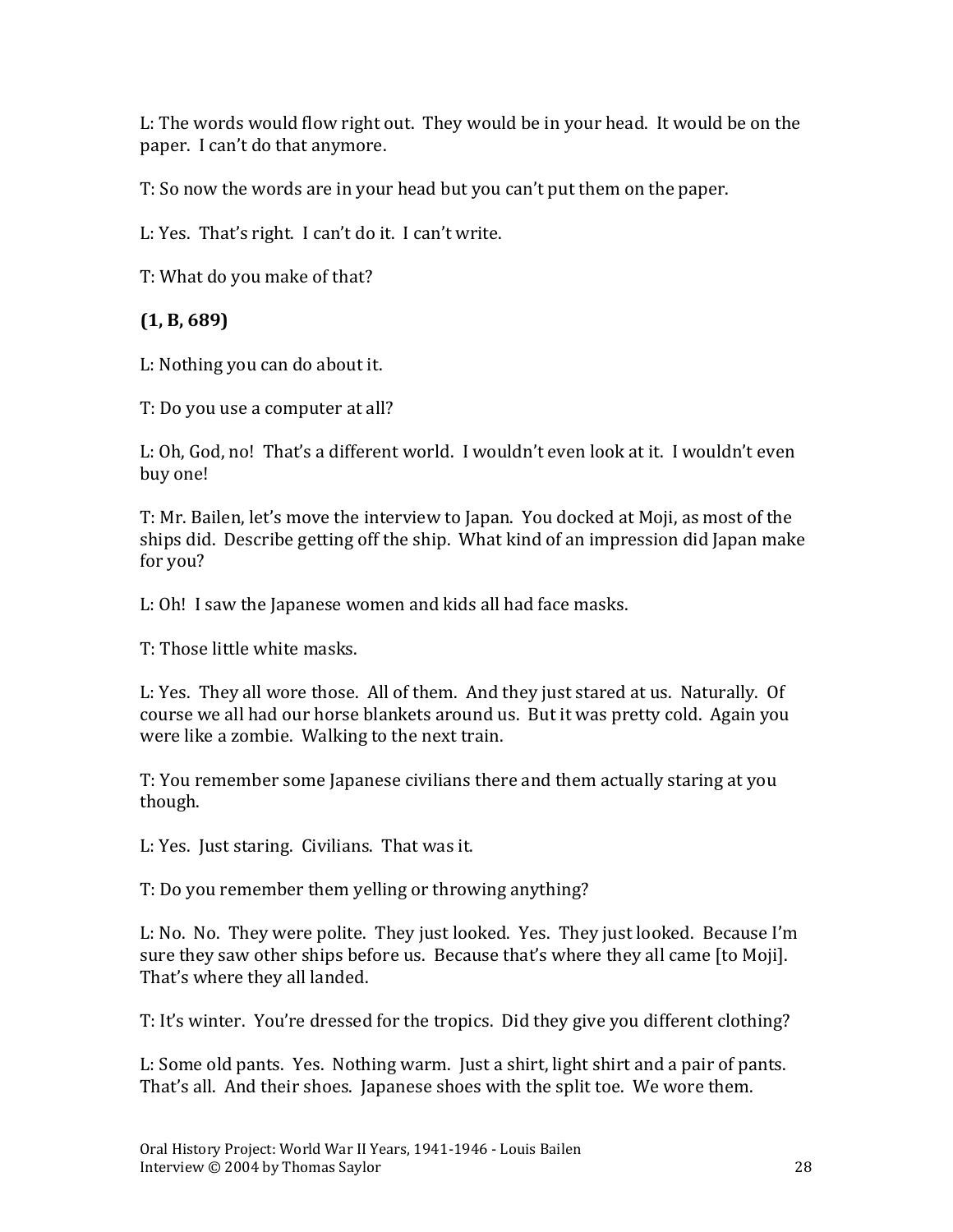L: The words would flow right out. They would be in your head. It would be on the paper. I can't do that anymore.

T: So now the words are in your head but you can't put them on the paper.

L: Yes. That's right. I can't do it. I can't write.

T: What do you make of that?

**(1, B, 689)**

L: Nothing you can do about it.

T: Do you use a computer at all?

L: Oh, God, no! That's a different world. I wouldn't even look at it. I wouldn't even buy one!

T: Mr. Bailen, let's move the interview to Japan. You docked at Moji, as most of the ships did. Describe getting off the ship. What kind of an impression did Japan make for you?

L: Oh! I saw the Japanese women and kids all had face masks.

T: Those little white masks.

L: Yes. They all wore those. All of them. And they just stared at us. Naturally. Of course we all had our horse blankets around us. But it was pretty cold. Again you were like a zombie. Walking to the next train.

T: You remember some Japanese civilians there and them actually staring at you though.

L: Yes. Just staring. Civilians. That was it.

T: Do you remember them yelling or throwing anything?

L: No. No. They were polite. They just looked. Yes. They just looked. Because I'm sure they saw other ships before us. Because that's where they all came [to Moji]. That's where they all landed.

T: It's winter. You're dressed for the tropics. Did they give you different clothing?

L: Some old pants. Yes. Nothing warm. Just a shirt, light shirt and a pair of pants. That's all. And their shoes. Japanese shoes with the split toe. We wore them.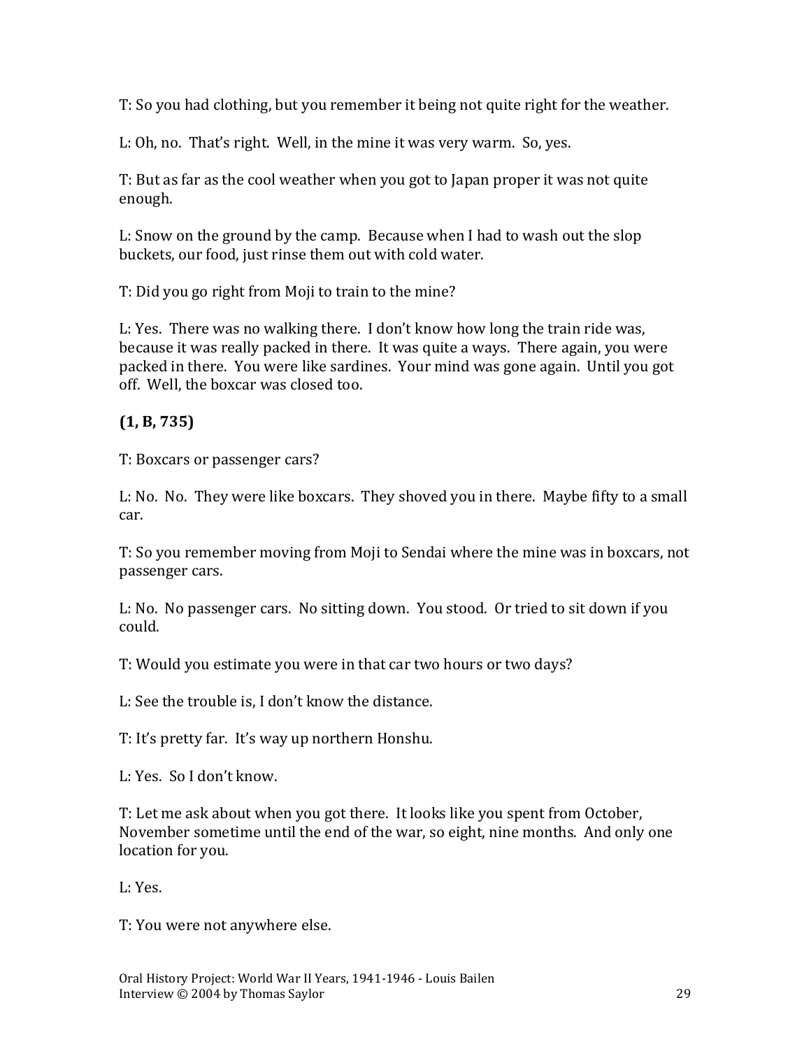T: So you had clothing, but you remember it being not quite right for the weather.

L: Oh, no. That's right. Well, in the mine it was very warm. So, yes.

T: But as far as the cool weather when you got to Japan proper it was not quite enough.

L: Snow on the ground by the camp. Because when I had to wash out the slop buckets, our food, just rinse them out with cold water.

T: Did you go right from Moji to train to the mine?

L: Yes. There was no walking there. I don't know how long the train ride was, because it was really packed in there. It was quite a ways. There again, you were packed in there. You were like sardines. Your mind was gone again. Until you got off. Well, the boxcar was closed too.

**(1, B, 735)**

T: Boxcars or passenger cars?

L: No. No. They were like boxcars. They shoved you in there. Maybe fifty to a small car.

T: So you remember moving from Moji to Sendai where the mine was in boxcars, not passenger cars.

L: No. No passenger cars. No sitting down. You stood. Or tried to sit down if you could.

T: Would you estimate you were in that car two hours or two days?

L: See the trouble is, I don't know the distance.

T: It's pretty far. It's way up northern Honshu.

L: Yes. So I don't know.

T: Let me ask about when you got there. It looks like you spent from October, November sometime until the end of the war, so eight, nine months. And only one location for you.

L: Yes.

T: You were not anywhere else.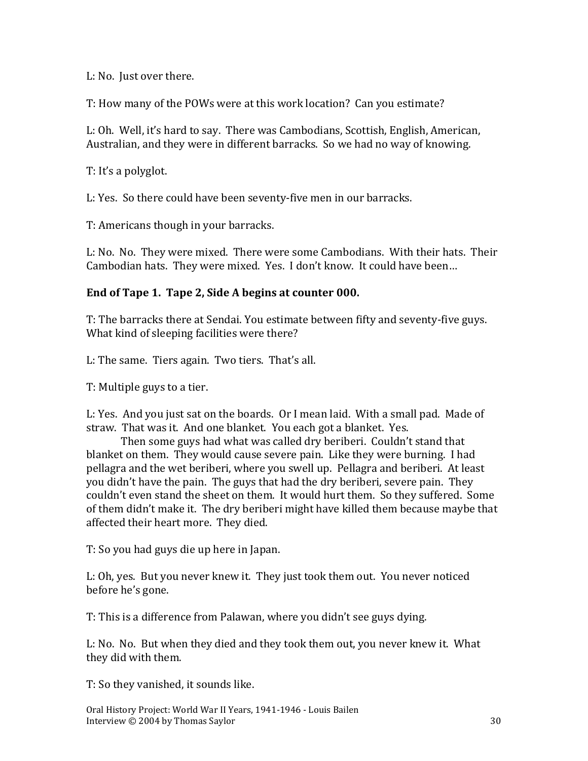L: No. Just over there.

T: How many of the POWs were at this work location? Can you estimate?

L: Oh. Well, it's hard to say. There was Cambodians, Scottish, English, American, Australian, and they were in different barracks. So we had no way of knowing.

T: It's a polyglot.

L: Yes. So there could have been seventy-five men in our barracks.

T: Americans though in your barracks.

L: No. No. They were mixed. There were some Cambodians. With their hats. Their Cambodian hats. They were mixed. Yes. I don't know. It could have been…

**End of Tape 1. Tape 2, Side A begins at counter 000.**

T: The barracks there at Sendai. You estimate between fifty and seventy-five guys. What kind of sleeping facilities were there?

L: The same. Tiers again. Two tiers. That's all.

T: Multiple guys to a tier.

L: Yes. And you just sat on the boards. Or I mean laid. With a small pad. Made of straw. That was it. And one blanket. You each got a blanket. Yes.

Then some guys had what was called dry beriberi. Couldn't stand that blanket on them. They would cause severe pain. Like they were burning. I had pellagra and the wet beriberi, where you swell up. Pellagra and beriberi. At least you didn't have the pain. The guys that had the dry beriberi, severe pain. They couldn't even stand the sheet on them. It would hurt them. So they suffered. Some of them didn't make it. The dry beriberi might have killed them because maybe that affected their heart more. They died.

T: So you had guys die up here in Japan.

L: Oh, yes. But you never knew it. They just took them out. You never noticed before he's gone.

T: This is a difference from Palawan, where you didn't see guys dying.

L: No. No. But when they died and they took them out, you never knew it. What they did with them.

T: So they vanished, it sounds like.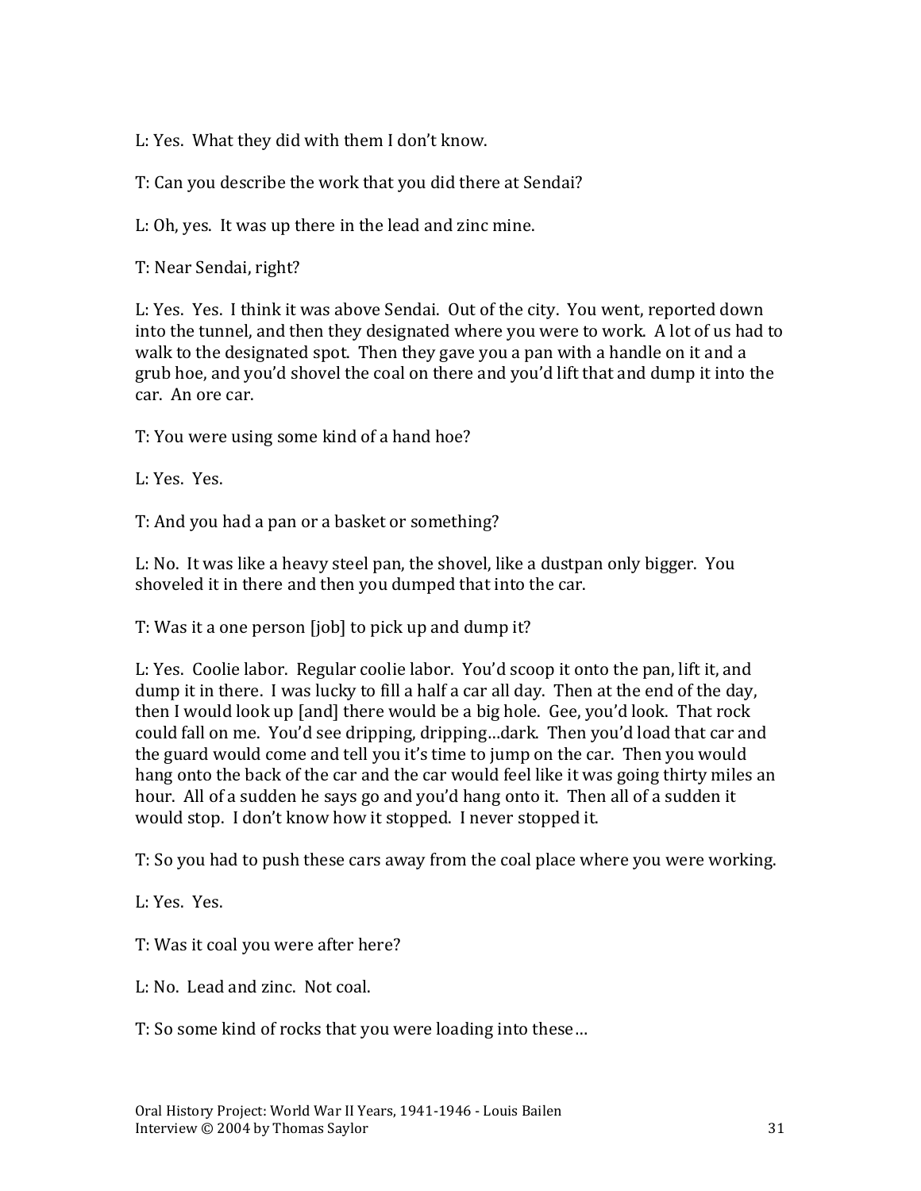L: Yes. What they did with them I don't know.

T: Can you describe the work that you did there at Sendai?

L: Oh, yes. It was up there in the lead and zinc mine.

T: Near Sendai, right?

L: Yes. Yes. I think it was above Sendai. Out of the city. You went, reported down into the tunnel, and then they designated where you were to work. A lot of us had to walk to the designated spot. Then they gave you a pan with a handle on it and a grub hoe, and you'd shovel the coal on there and you'd lift that and dump it into the car. An ore car.

T: You were using some kind of a hand hoe?

L: Yes. Yes.

T: And you had a pan or a basket or something?

L: No. It was like a heavy steel pan, the shovel, like a dustpan only bigger. You shoveled it in there and then you dumped that into the car.

T: Was it a one person [job] to pick up and dump it?

L: Yes. Coolie labor. Regular coolie labor. You'd scoop it onto the pan, lift it, and dump it in there. I was lucky to fill a half a car all day. Then at the end of the day, then I would look up [and] there would be a big hole. Gee, you'd look. That rock could fall on me. You'd see dripping, dripping…dark. Then you'd load that car and the guard would come and tell you it's time to jump on the car. Then you would hang onto the back of the car and the car would feel like it was going thirty miles an hour. All of a sudden he says go and you'd hang onto it. Then all of a sudden it would stop. I don't know how it stopped. I never stopped it.

T: So you had to push these cars away from the coal place where you were working.

L: Yes. Yes.

T: Was it coal you were after here?

L: No. Lead and zinc. Not coal.

T: So some kind of rocks that you were loading into these…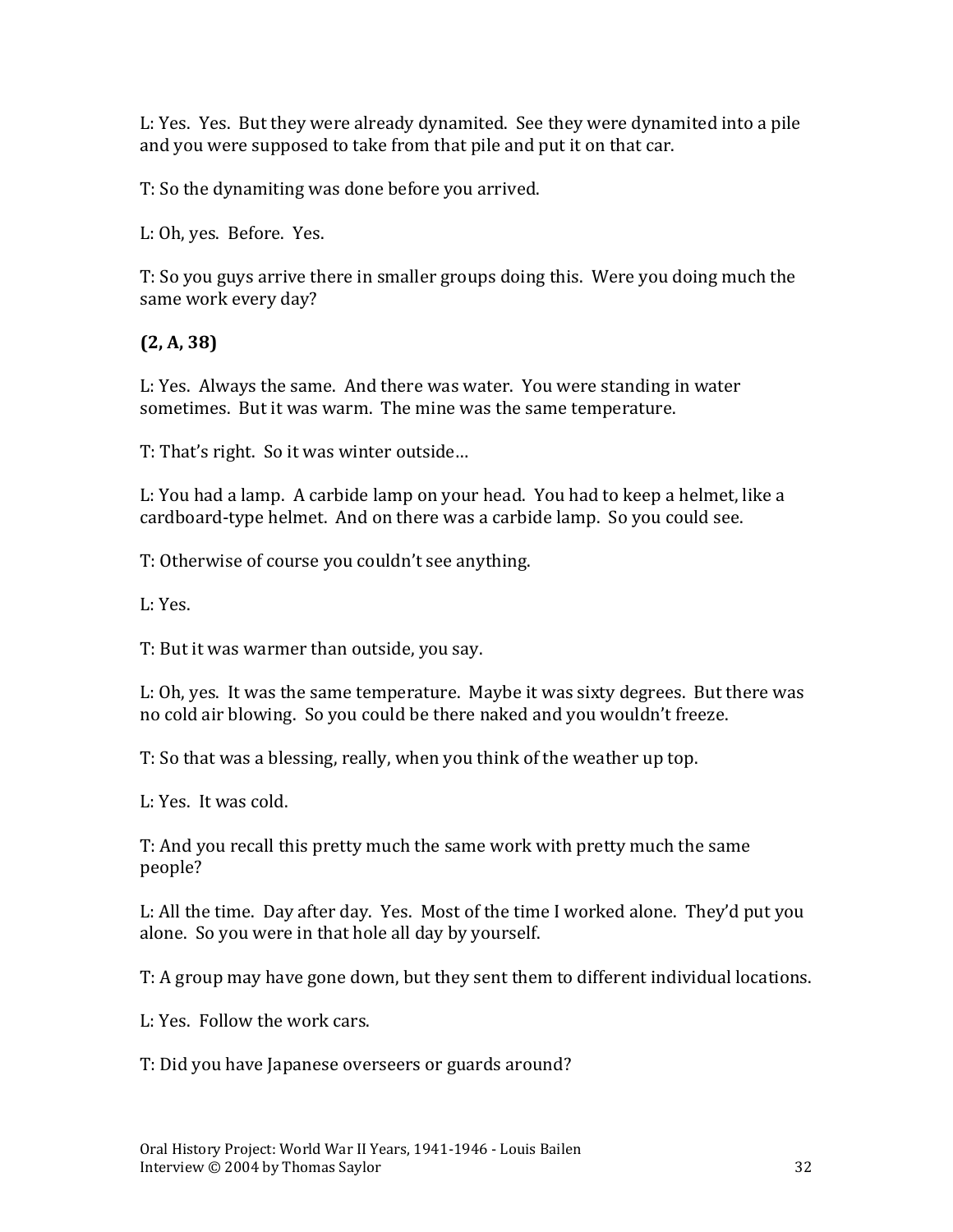L: Yes. Yes. But they were already dynamited. See they were dynamited into a pile and you were supposed to take from that pile and put it on that car.

T: So the dynamiting was done before you arrived.

L: Oh, yes. Before. Yes.

T: So you guys arrive there in smaller groups doing this. Were you doing much the same work every day?

**(2, A, 38)**

L: Yes. Always the same. And there was water. You were standing in water sometimes. But it was warm. The mine was the same temperature.

T: That's right. So it was winter outside…

L: You had a lamp. A carbide lamp on your head. You had to keep a helmet, like a cardboard-type helmet. And on there was a carbide lamp. So you could see.

T: Otherwise of course you couldn't see anything.

L: Yes.

T: But it was warmer than outside, you say.

L: Oh, yes. It was the same temperature. Maybe it was sixty degrees. But there was no cold air blowing. So you could be there naked and you wouldn't freeze.

T: So that was a blessing, really, when you think of the weather up top.

L: Yes. It was cold.

T: And you recall this pretty much the same work with pretty much the same people?

L: All the time. Day after day. Yes. Most of the time I worked alone. They'd put you alone. So you were in that hole all day by yourself.

T: A group may have gone down, but they sent them to different individual locations.

L: Yes. Follow the work cars.

T: Did you have Japanese overseers or guards around?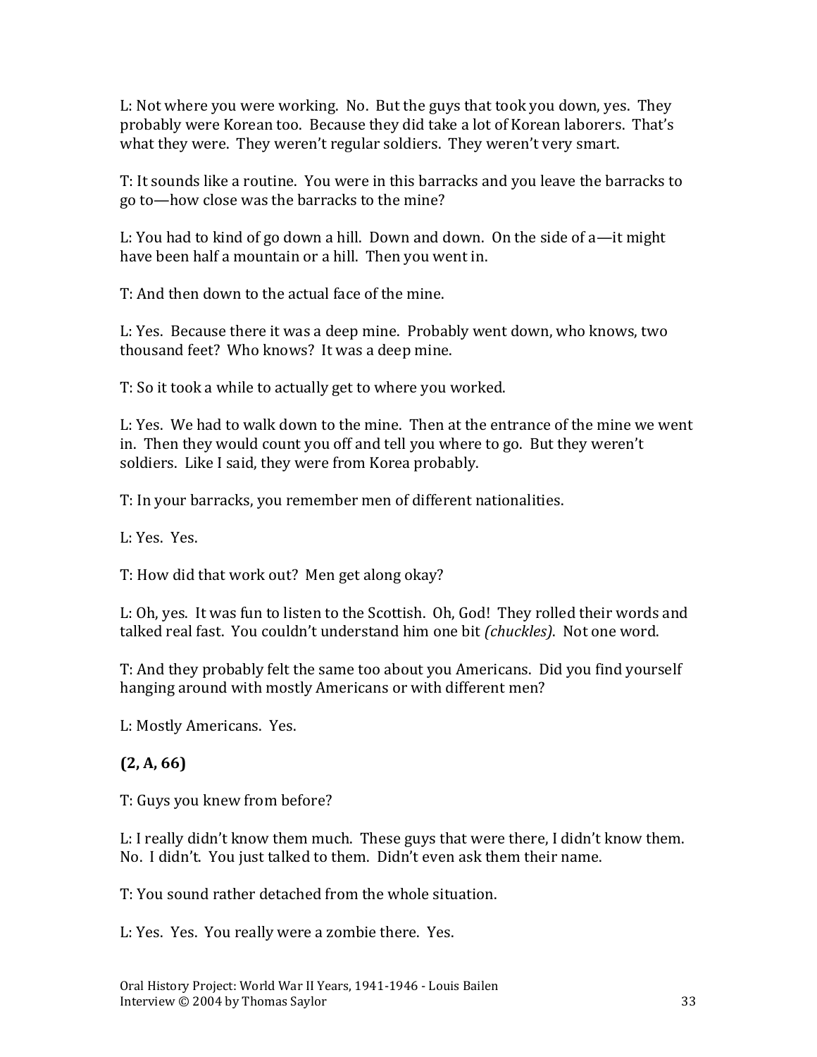L: Not where you were working. No. But the guys that took you down, yes. They probably were Korean too. Because they did take a lot of Korean laborers. That's what they were. They weren't regular soldiers. They weren't very smart.

T: It sounds like a routine. You were in this barracks and you leave the barracks to go to—how close was the barracks to the mine?

L: You had to kind of go down a hill. Down and down. On the side of a—it might have been half a mountain or a hill. Then you went in.

T: And then down to the actual face of the mine.

L: Yes. Because there it was a deep mine. Probably went down, who knows, two thousand feet? Who knows? It was a deep mine.

T: So it took a while to actually get to where you worked.

L: Yes. We had to walk down to the mine. Then at the entrance of the mine we went in. Then they would count you off and tell you where to go. But they weren't soldiers. Like I said, they were from Korea probably.

T: In your barracks, you remember men of different nationalities.

L: Yes. Yes.

T: How did that work out? Men get along okay?

L: Oh, yes. It was fun to listen to the Scottish. Oh, God! They rolled their words and talked real fast. You couldn't understand him one bit *(chuckles)*. Not one word.

T: And they probably felt the same too about you Americans. Did you find yourself hanging around with mostly Americans or with different men?

L: Mostly Americans. Yes.

**(2, A, 66)**

T: Guys you knew from before?

L: I really didn't know them much. These guys that were there, I didn't know them. No. I didn't. You just talked to them. Didn't even ask them their name.

T: You sound rather detached from the whole situation.

L: Yes. Yes. You really were a zombie there. Yes.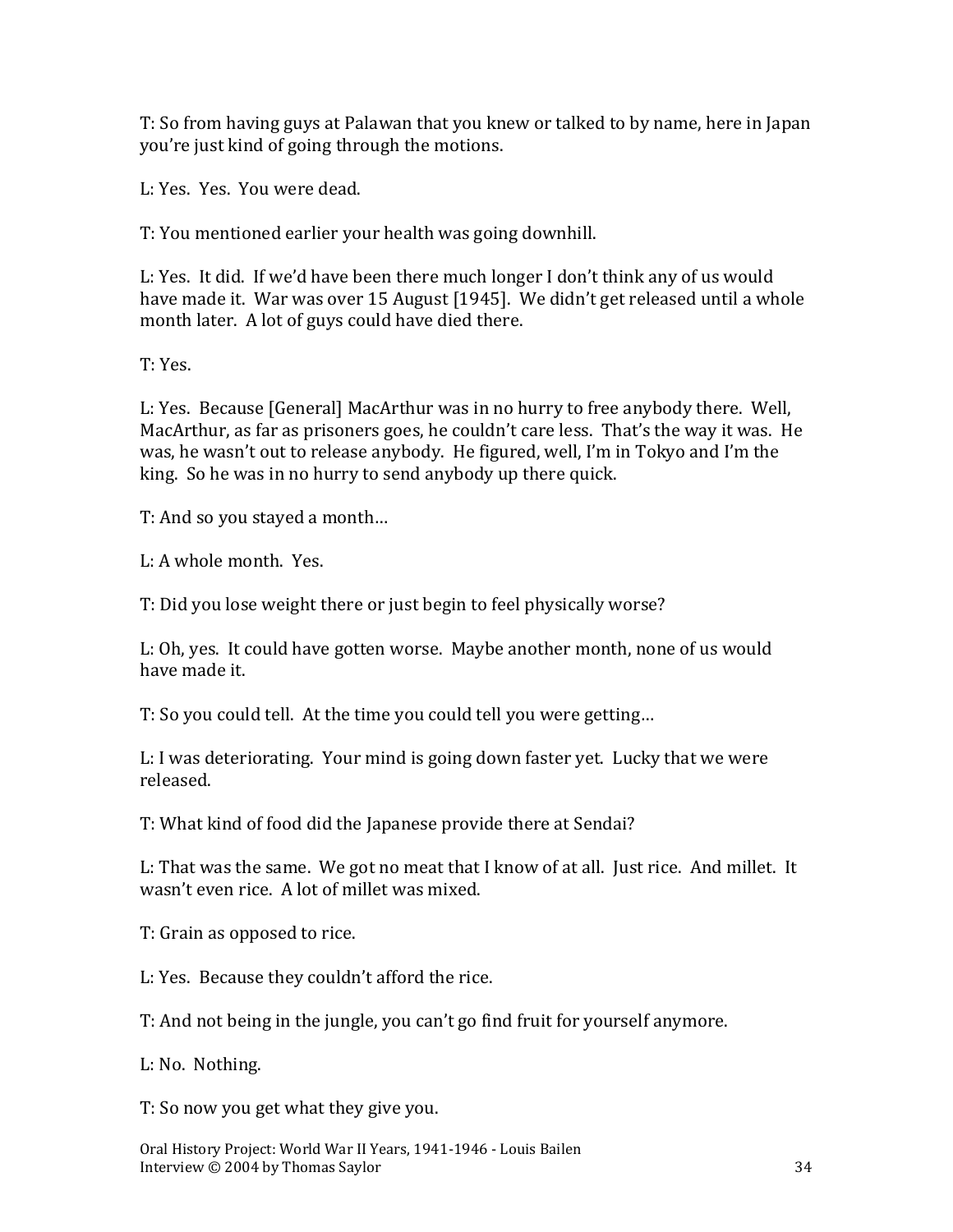T: So from having guys at Palawan that you knew or talked to by name, here in Japan you're just kind of going through the motions.

L: Yes. Yes. You were dead.

T: You mentioned earlier your health was going downhill.

L: Yes. It did. If we'd have been there much longer I don't think any of us would have made it. War was over 15 August [1945]. We didn't get released until a whole month later. A lot of guys could have died there.

T: Yes.

L: Yes. Because [General] MacArthur was in no hurry to free anybody there. Well, MacArthur, as far as prisoners goes, he couldn't care less. That's the way it was. He was, he wasn't out to release anybody. He figured, well, I'm in Tokyo and I'm the king. So he was in no hurry to send anybody up there quick.

T: And so you stayed a month…

L: A whole month. Yes.

T: Did you lose weight there or just begin to feel physically worse?

L: Oh, yes. It could have gotten worse. Maybe another month, none of us would have made it.

T: So you could tell. At the time you could tell you were getting…

L: I was deteriorating. Your mind is going down faster yet. Lucky that we were released.

T: What kind of food did the Japanese provide there at Sendai?

L: That was the same. We got no meat that I know of at all. Just rice. And millet. It wasn't even rice. A lot of millet was mixed.

T: Grain as opposed to rice.

L: Yes. Because they couldn't afford the rice.

T: And not being in the jungle, you can't go find fruit for yourself anymore.

L: No. Nothing.

T: So now you get what they give you.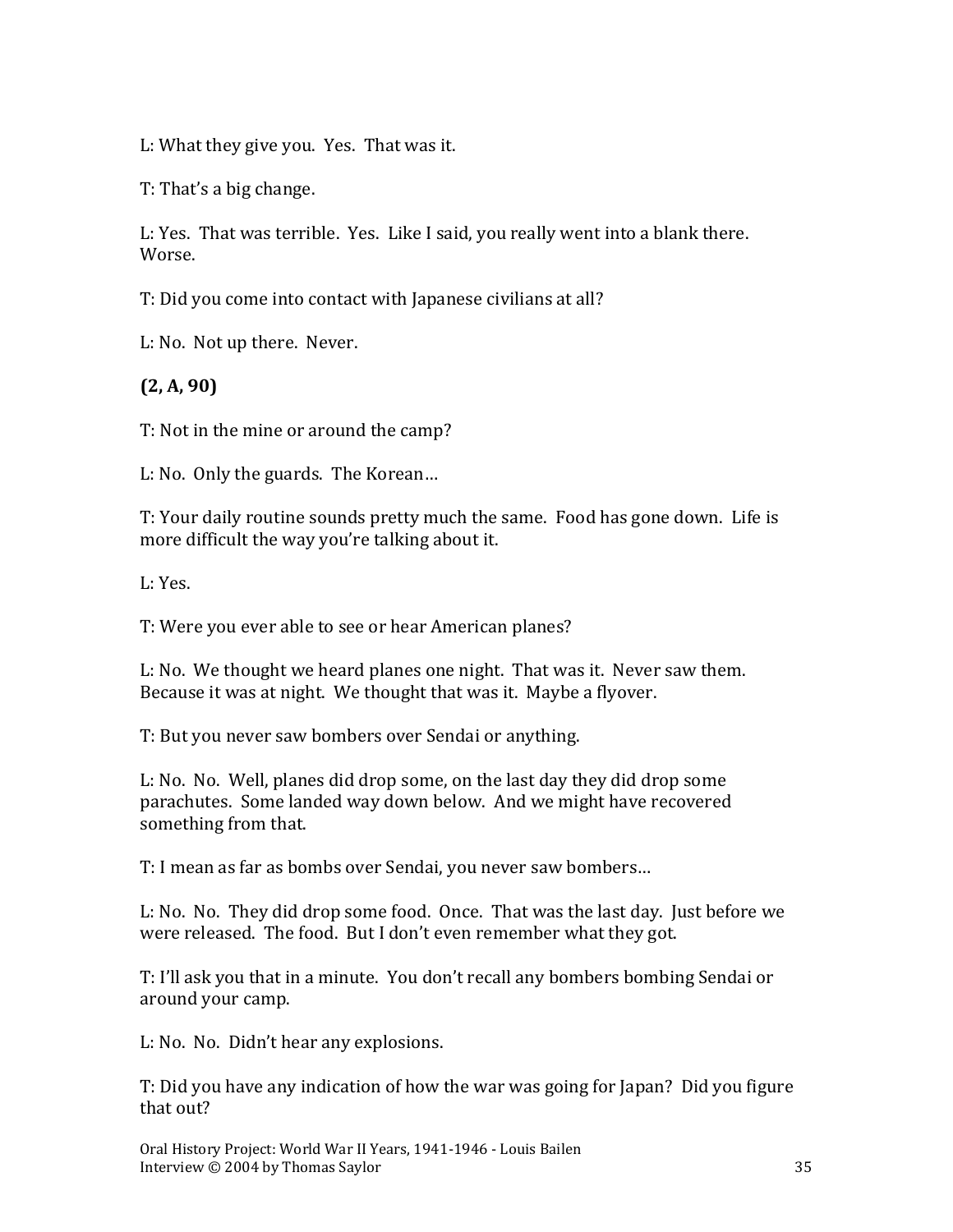L: What they give you. Yes. That was it.

T: That's a big change.

L: Yes. That was terrible. Yes. Like I said, you really went into a blank there. Worse.

T: Did you come into contact with Japanese civilians at all?

L: No. Not up there. Never.

**(2, A, 90)**

T: Not in the mine or around the camp?

L: No. Only the guards. The Korean…

T: Your daily routine sounds pretty much the same. Food has gone down. Life is more difficult the way you're talking about it.

L: Yes.

T: Were you ever able to see or hear American planes?

L: No. We thought we heard planes one night. That was it. Never saw them. Because it was at night. We thought that was it. Maybe a flyover.

T: But you never saw bombers over Sendai or anything.

L: No. No. Well, planes did drop some, on the last day they did drop some parachutes. Some landed way down below. And we might have recovered something from that.

T: I mean as far as bombs over Sendai, you never saw bombers…

L: No. No. They did drop some food. Once. That was the last day. Just before we were released. The food. But I don't even remember what they got.

T: I'll ask you that in a minute. You don't recall any bombers bombing Sendai or around your camp.

L: No. No. Didn't hear any explosions.

T: Did you have any indication of how the war was going for Japan? Did you figure that out?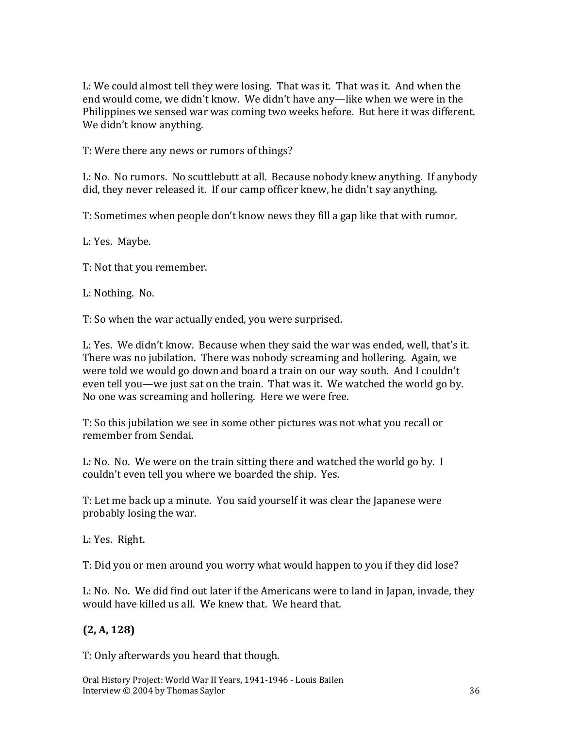L: We could almost tell they were losing. That was it. That was it. And when the end would come, we didn't know. We didn't have any—like when we were in the Philippines we sensed war was coming two weeks before. But here it was different. We didn't know anything.

T: Were there any news or rumors of things?

L: No. No rumors. No scuttlebutt at all. Because nobody knew anything. If anybody did, they never released it. If our camp officer knew, he didn't say anything.

T: Sometimes when people don't know news they fill a gap like that with rumor.

L: Yes. Maybe.

T: Not that you remember.

L: Nothing. No.

T: So when the war actually ended, you were surprised.

L: Yes. We didn't know. Because when they said the war was ended, well, that's it. There was no jubilation. There was nobody screaming and hollering. Again, we were told we would go down and board a train on our way south. And I couldn't even tell you—we just sat on the train. That was it. We watched the world go by. No one was screaming and hollering. Here we were free.

T: So this jubilation we see in some other pictures was not what you recall or remember from Sendai.

L: No. No. We were on the train sitting there and watched the world go by. I couldn't even tell you where we boarded the ship. Yes.

T: Let me back up a minute. You said yourself it was clear the Japanese were probably losing the war.

L: Yes. Right.

T: Did you or men around you worry what would happen to you if they did lose?

L: No. No. We did find out later if the Americans were to land in Japan, invade, they would have killed us all. We knew that. We heard that.

**(2, A, 128)**

T: Only afterwards you heard that though.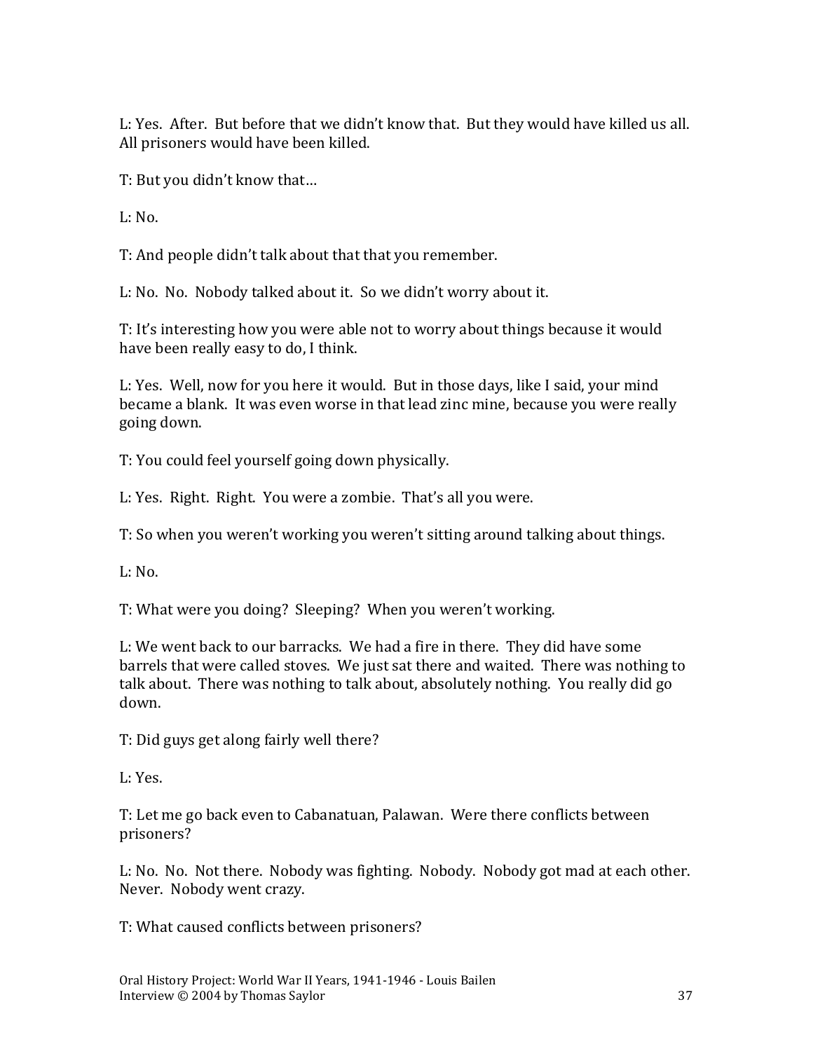L: Yes. After. But before that we didn't know that. But they would have killed us all. All prisoners would have been killed.

T: But you didn't know that…

L: No.

T: And people didn't talk about that that you remember.

L: No. No. Nobody talked about it. So we didn't worry about it.

T: It's interesting how you were able not to worry about things because it would have been really easy to do, I think.

L: Yes. Well, now for you here it would. But in those days, like I said, your mind became a blank. It was even worse in that lead zinc mine, because you were really going down.

T: You could feel yourself going down physically.

L: Yes. Right. Right. You were a zombie. That's all you were.

T: So when you weren't working you weren't sitting around talking about things.

L: No.

T: What were you doing? Sleeping? When you weren't working.

L: We went back to our barracks. We had a fire in there. They did have some barrels that were called stoves. We just sat there and waited. There was nothing to talk about. There was nothing to talk about, absolutely nothing. You really did go down.

T: Did guys get along fairly well there?

L: Yes.

T: Let me go back even to Cabanatuan, Palawan. Were there conflicts between prisoners?

L: No. No. Not there. Nobody was fighting. Nobody. Nobody got mad at each other. Never. Nobody went crazy.

T: What caused conflicts between prisoners?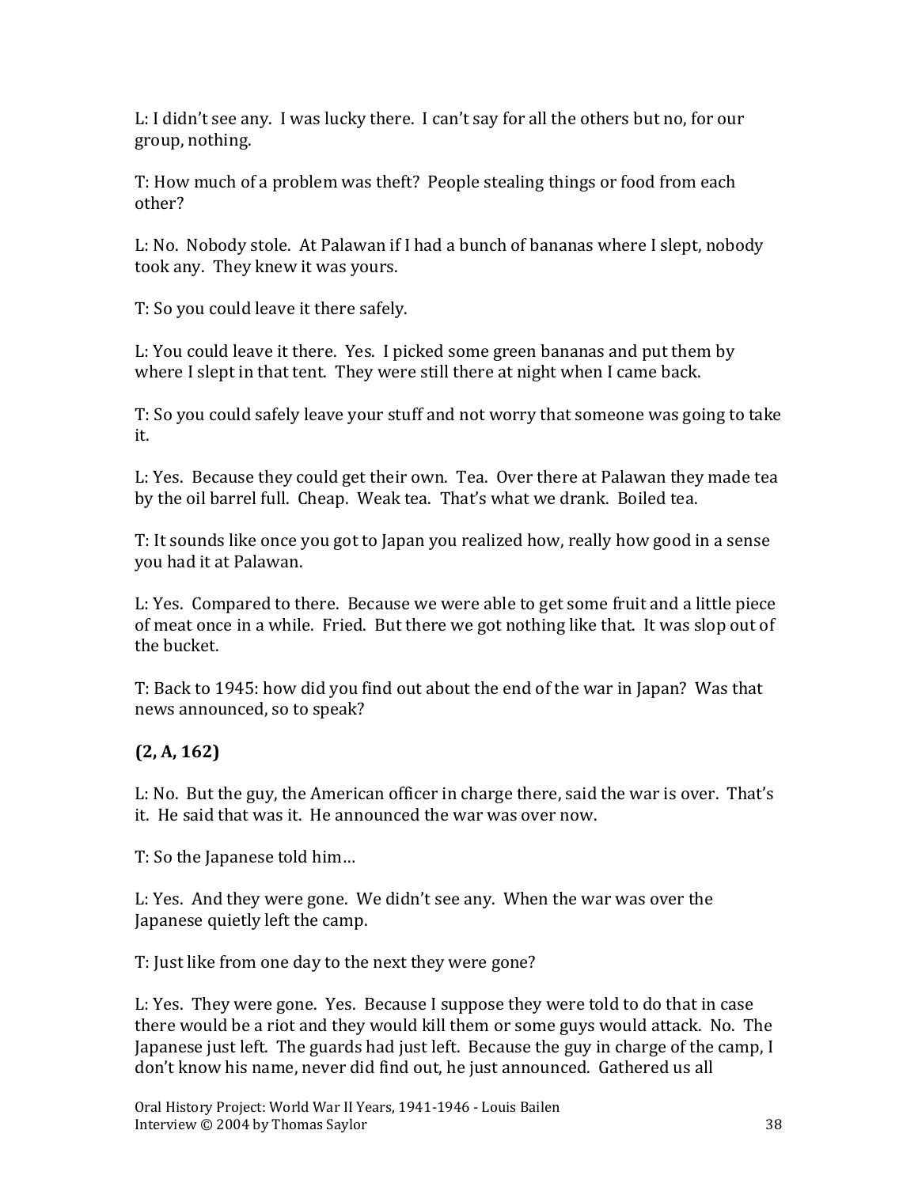L: I didn't see any. I was lucky there. I can't say for all the others but no, for our group, nothing.

T: How much of a problem was theft? People stealing things or food from each other?

L: No. Nobody stole. At Palawan if I had a bunch of bananas where I slept, nobody took any. They knew it was yours.

T: So you could leave it there safely.

L: You could leave it there. Yes. I picked some green bananas and put them by where I slept in that tent. They were still there at night when I came back.

T: So you could safely leave your stuff and not worry that someone was going to take it.

L: Yes. Because they could get their own. Tea. Over there at Palawan they made tea by the oil barrel full. Cheap. Weak tea. That's what we drank. Boiled tea.

T: It sounds like once you got to Japan you realized how, really how good in a sense you had it at Palawan.

L: Yes. Compared to there. Because we were able to get some fruit and a little piece of meat once in a while. Fried. But there we got nothing like that. It was slop out of the bucket.

T: Back to 1945: how did you find out about the end of the war in Japan? Was that news announced, so to speak?

**(2, A, 162)**

L: No. But the guy, the American officer in charge there, said the war is over. That's it. He said that was it. He announced the war was over now.

T: So the Japanese told him…

L: Yes. And they were gone. We didn't see any. When the war was over the Japanese quietly left the camp.

T: Just like from one day to the next they were gone?

L: Yes. They were gone. Yes. Because I suppose they were told to do that in case there would be a riot and they would kill them or some guys would attack. No. The Japanese just left. The guards had just left. Because the guy in charge of the camp, I don't know his name, never did find out, he just announced. Gathered us all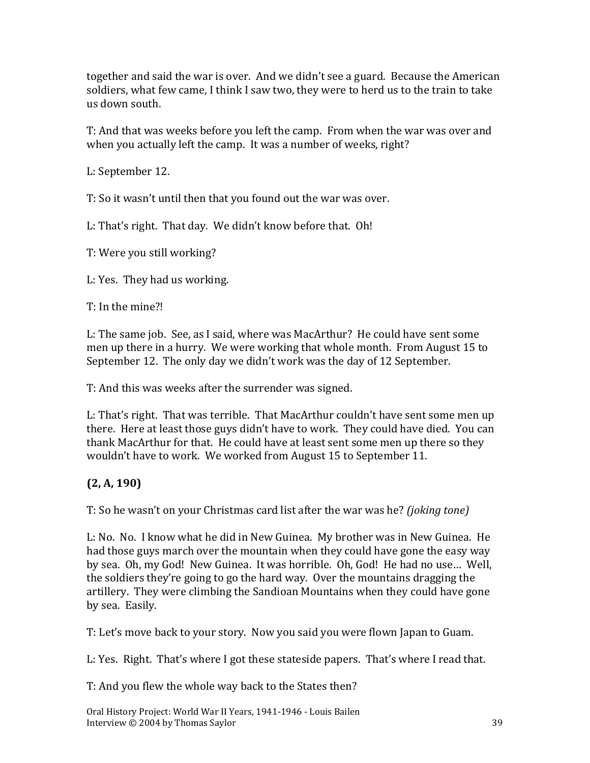together and said the war is over. And we didn't see a guard. Because the American soldiers, what few came, I think I saw two, they were to herd us to the train to take us down south.

T: And that was weeks before you left the camp. From when the war was over and when you actually left the camp. It was a number of weeks, right?

L: September 12.

T: So it wasn't until then that you found out the war was over.

L: That's right. That day. We didn't know before that. Oh!

T: Were you still working?

L: Yes. They had us working.

T: In the mine?!

L: The same job. See, as I said, where was MacArthur? He could have sent some men up there in a hurry. We were working that whole month. From August 15 to September 12. The only day we didn't work was the day of 12 September.

T: And this was weeks after the surrender was signed.

L: That's right. That was terrible. That MacArthur couldn't have sent some men up there. Here at least those guys didn't have to work. They could have died. You can thank MacArthur for that. He could have at least sent some men up there so they wouldn't have to work. We worked from August 15 to September 11.

**(2, A, 190)**

T: So he wasn't on your Christmas card list after the war was he? *(joking tone)*

L: No. No. I know what he did in New Guinea. My brother was in New Guinea. He had those guys march over the mountain when they could have gone the easy way by sea. Oh, my God! New Guinea. It was horrible. Oh, God! He had no use… Well, the soldiers they're going to go the hard way. Over the mountains dragging the artillery. They were climbing the Sandioan Mountains when they could have gone by sea. Easily.

T: Let's move back to your story. Now you said you were flown Japan to Guam.

L: Yes. Right. That's where I got these stateside papers. That's where I read that.

T: And you flew the whole way back to the States then?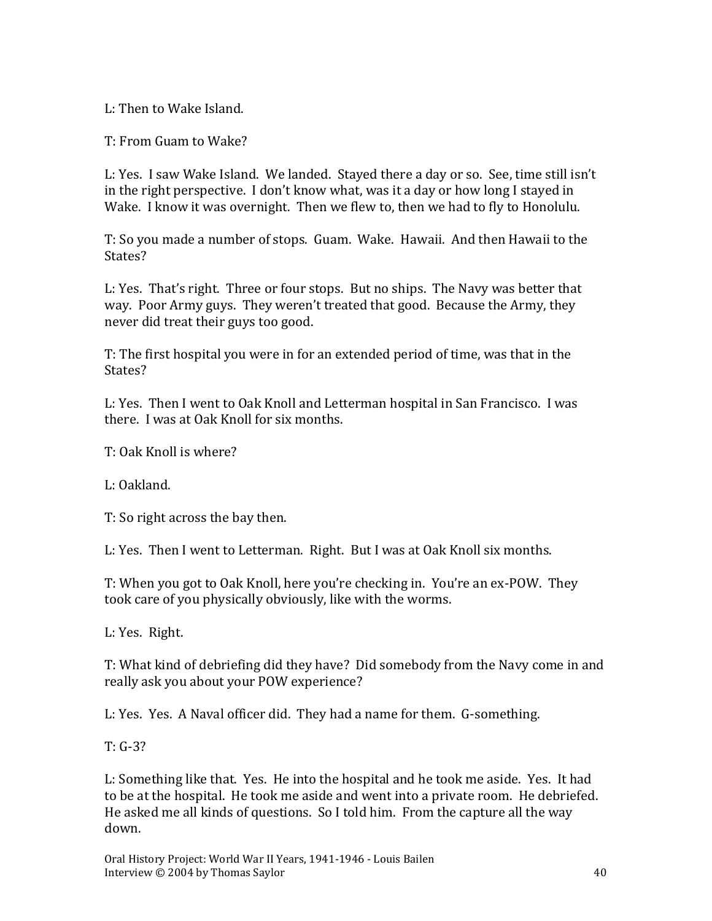L: Then to Wake Island.

T: From Guam to Wake?

L: Yes. I saw Wake Island. We landed. Stayed there a day or so. See, time still isn't in the right perspective. I don't know what, was it a day or how long I stayed in Wake. I know it was overnight. Then we flew to, then we had to fly to Honolulu.

T: So you made a number of stops. Guam. Wake. Hawaii. And then Hawaii to the States?

L: Yes. That's right. Three or four stops. But no ships. The Navy was better that way. Poor Army guys. They weren't treated that good. Because the Army, they never did treat their guys too good.

T: The first hospital you were in for an extended period of time, was that in the States?

L: Yes. Then I went to Oak Knoll and Letterman hospital in San Francisco. I was there. I was at Oak Knoll for six months.

T: Oak Knoll is where?

L: Oakland.

T: So right across the bay then.

L: Yes. Then I went to Letterman. Right. But I was at Oak Knoll six months.

T: When you got to Oak Knoll, here you're checking in. You're an ex-POW. They took care of you physically obviously, like with the worms.

L: Yes. Right.

T: What kind of debriefing did they have? Did somebody from the Navy come in and really ask you about your POW experience?

L: Yes. Yes. A Naval officer did. They had a name for them. G-something.

T: G-3?

L: Something like that. Yes. He into the hospital and he took me aside. Yes. It had to be at the hospital. He took me aside and went into a private room. He debriefed. He asked me all kinds of questions. So I told him. From the capture all the way down.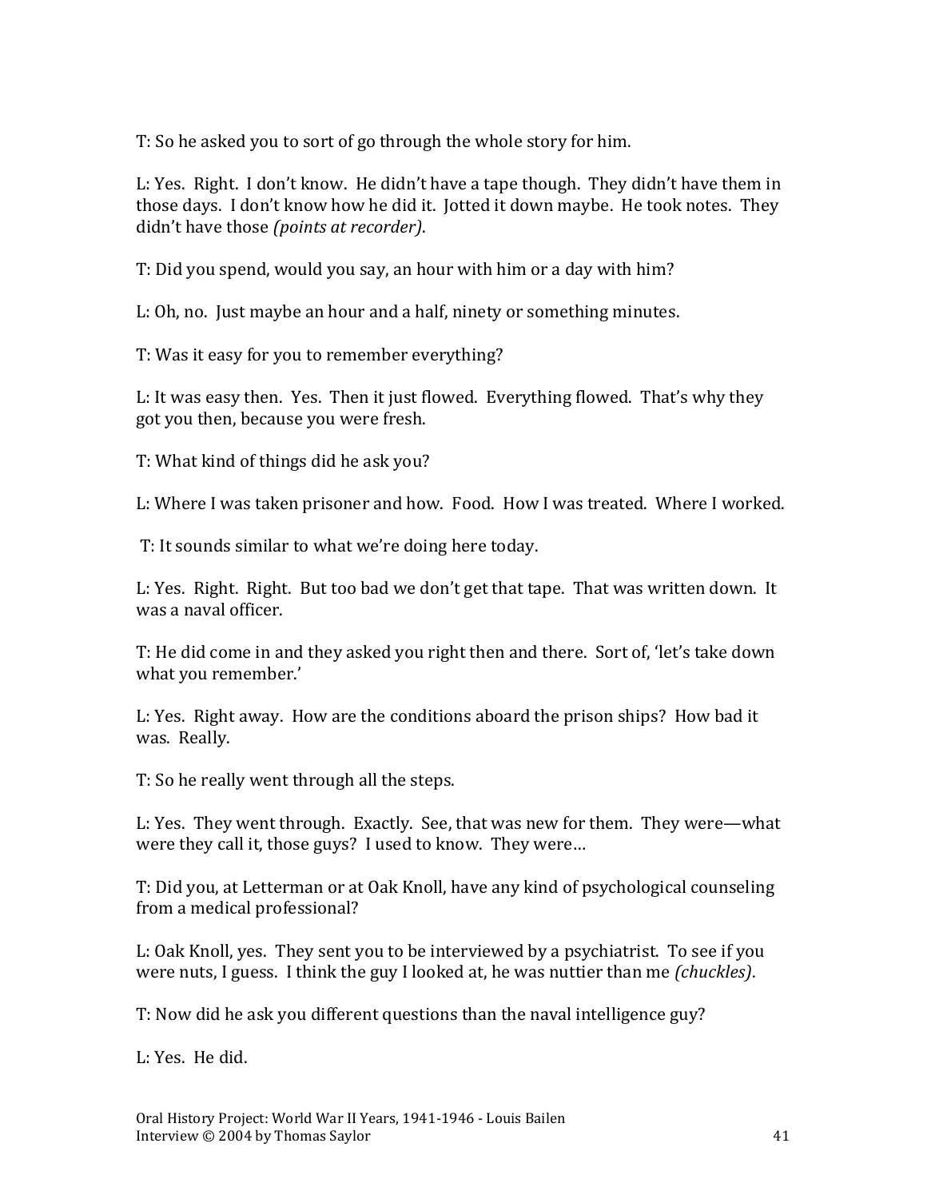T: So he asked you to sort of go through the whole story for him.

L: Yes. Right. I don't know. He didn't have a tape though. They didn't have them in those days. I don't know how he did it. Jotted it down maybe. He took notes. They didn't have those *(points at recorder)*.

T: Did you spend, would you say, an hour with him or a day with him?

L: Oh, no. Just maybe an hour and a half, ninety or something minutes.

T: Was it easy for you to remember everything?

L: It was easy then. Yes. Then it just flowed. Everything flowed. That's why they got you then, because you were fresh.

T: What kind of things did he ask you?

L: Where I was taken prisoner and how. Food. How I was treated. Where I worked.

T: It sounds similar to what we're doing here today.

L: Yes. Right. Right. But too bad we don't get that tape. That was written down. It was a naval officer.

T: He did come in and they asked you right then and there. Sort of, 'let's take down what you remember.'

L: Yes. Right away. How are the conditions aboard the prison ships? How bad it was. Really.

T: So he really went through all the steps.

L: Yes. They went through. Exactly. See, that was new for them. They were—what were they call it, those guys? I used to know. They were…

T: Did you, at Letterman or at Oak Knoll, have any kind of psychological counseling from a medical professional?

L: Oak Knoll, yes. They sent you to be interviewed by a psychiatrist. To see if you were nuts, I guess. I think the guy I looked at, he was nuttier than me *(chuckles)*.

T: Now did he ask you different questions than the naval intelligence guy?

L: Yes. He did.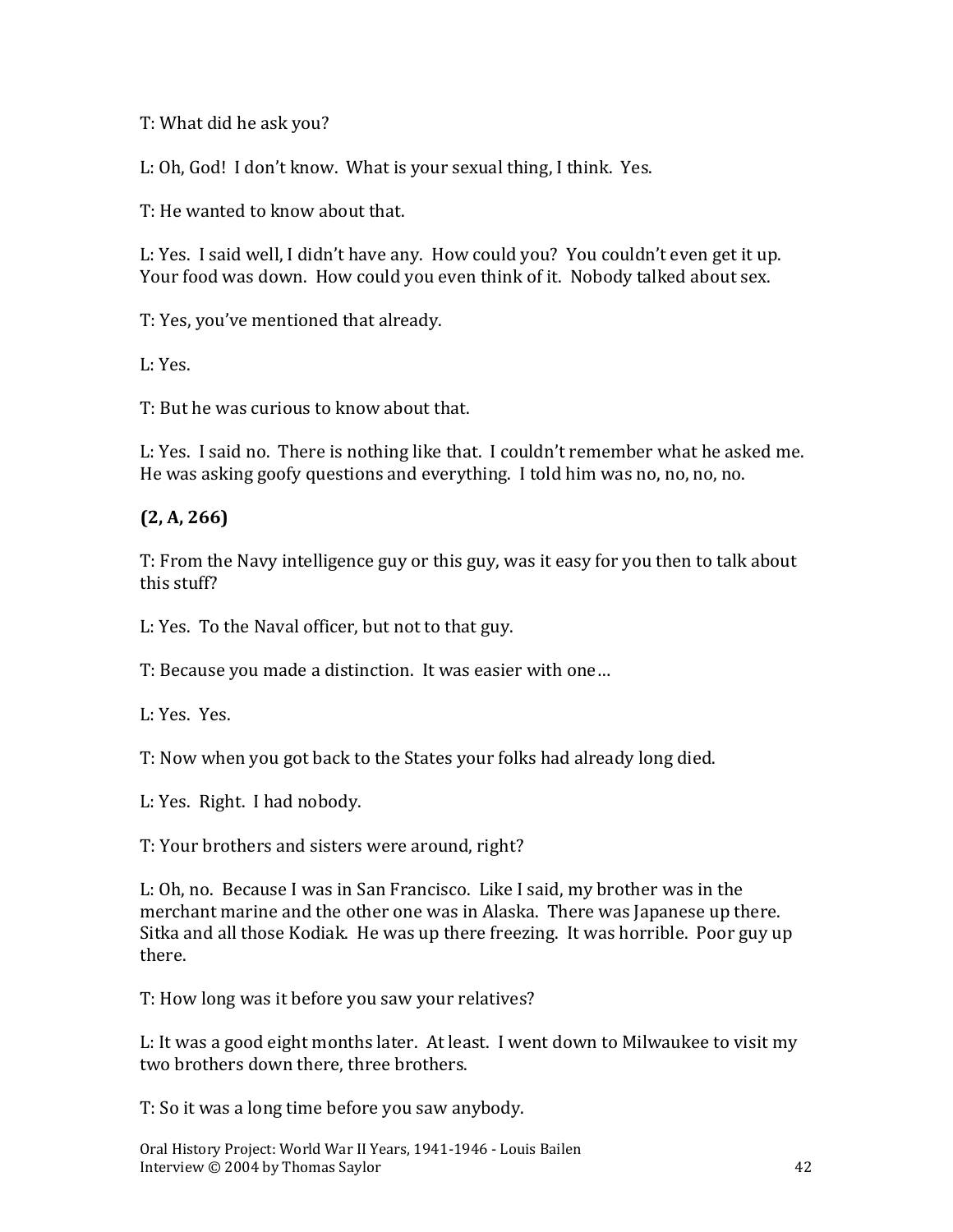T: What did he ask you?

L: Oh, God! I don't know. What is your sexual thing, I think. Yes.

T: He wanted to know about that.

L: Yes. I said well, I didn't have any. How could you? You couldn't even get it up. Your food was down. How could you even think of it. Nobody talked about sex.

T: Yes, you've mentioned that already.

L: Yes.

T: But he was curious to know about that.

L: Yes. I said no. There is nothing like that. I couldn't remember what he asked me. He was asking goofy questions and everything. I told him was no, no, no, no.

**(2, A, 266)**

T: From the Navy intelligence guy or this guy, was it easy for you then to talk about this stuff?

L: Yes. To the Naval officer, but not to that guy.

T: Because you made a distinction. It was easier with one…

L: Yes. Yes.

T: Now when you got back to the States your folks had already long died.

L: Yes. Right. I had nobody.

T: Your brothers and sisters were around, right?

L: Oh, no. Because I was in San Francisco. Like I said, my brother was in the merchant marine and the other one was in Alaska. There was Japanese up there. Sitka and all those Kodiak. He was up there freezing. It was horrible. Poor guy up there.

T: How long was it before you saw your relatives?

L: It was a good eight months later. At least. I went down to Milwaukee to visit my two brothers down there, three brothers.

T: So it was a long time before you saw anybody.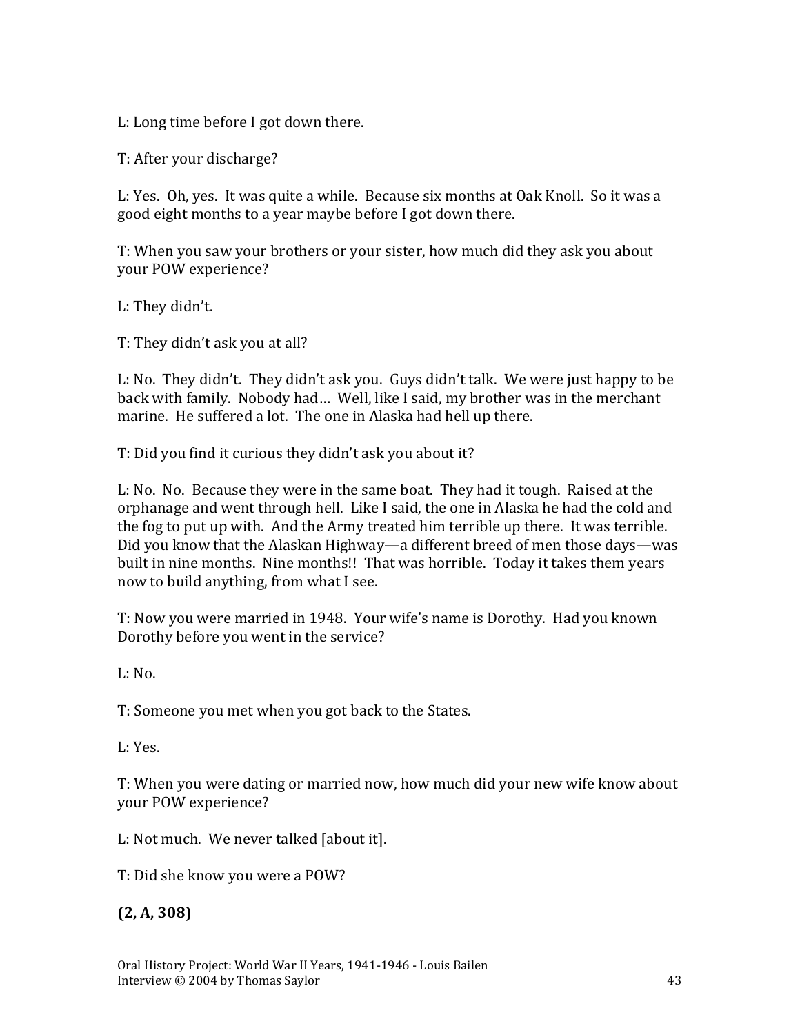L: Long time before I got down there.

T: After your discharge?

L: Yes. Oh, yes. It was quite a while. Because six months at Oak Knoll. So it was a good eight months to a year maybe before I got down there.

T: When you saw your brothers or your sister, how much did they ask you about your POW experience?

L: They didn't.

T: They didn't ask you at all?

L: No. They didn't. They didn't ask you. Guys didn't talk. We were just happy to be back with family. Nobody had… Well, like I said, my brother was in the merchant marine. He suffered a lot. The one in Alaska had hell up there.

T: Did you find it curious they didn't ask you about it?

L: No. No. Because they were in the same boat. They had it tough. Raised at the orphanage and went through hell. Like I said, the one in Alaska he had the cold and the fog to put up with. And the Army treated him terrible up there. It was terrible. Did you know that the Alaskan Highway—a different breed of men those days—was built in nine months. Nine months!! That was horrible. Today it takes them years now to build anything, from what I see.

T: Now you were married in 1948. Your wife's name is Dorothy. Had you known Dorothy before you went in the service?

L: No.

T: Someone you met when you got back to the States.

L: Yes.

T: When you were dating or married now, how much did your new wife know about your POW experience?

L: Not much. We never talked [about it].

T: Did she know you were a POW?

**(2, A, 308)**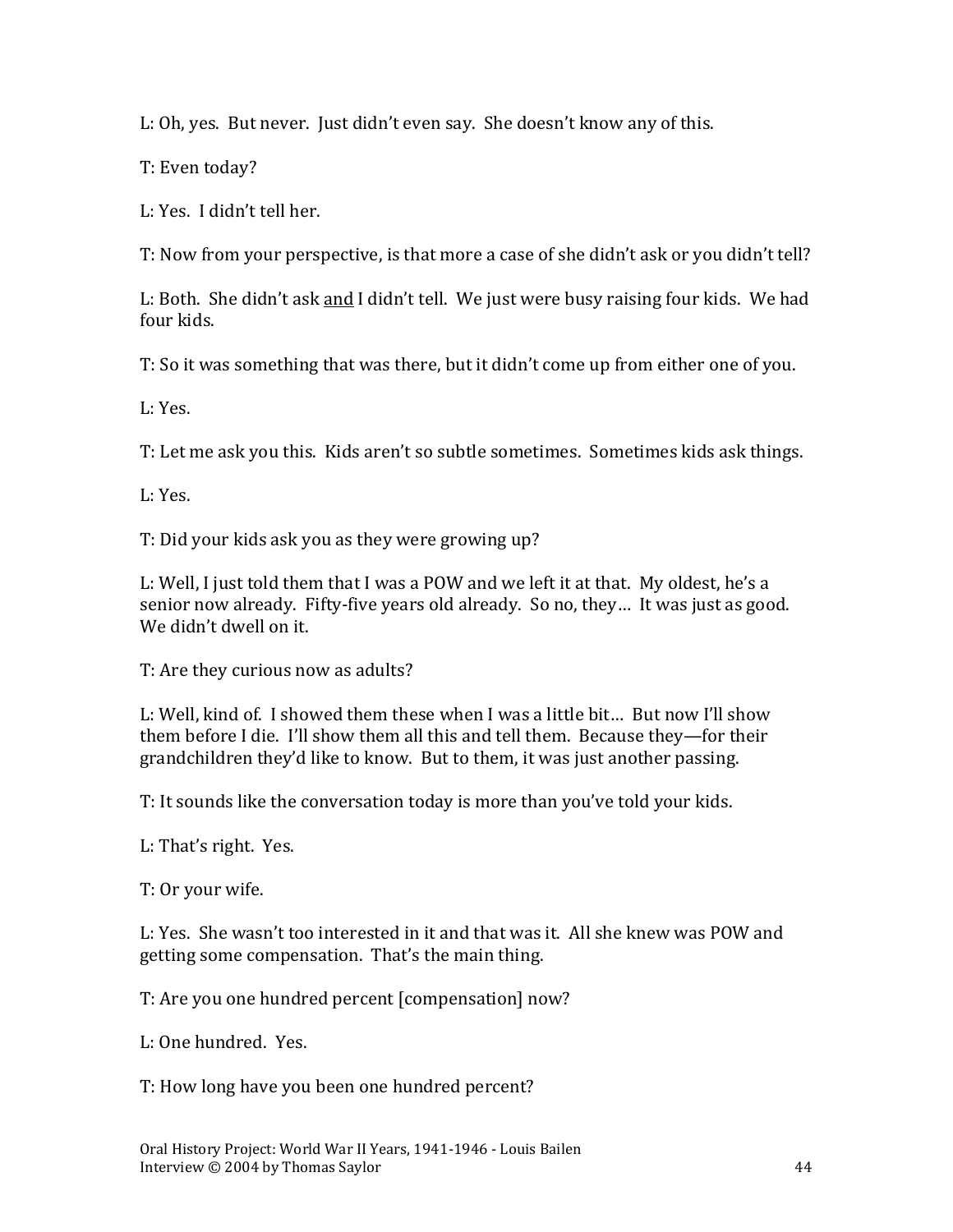L: Oh, yes. But never. Just didn't even say. She doesn't know any of this.

T: Even today?

L: Yes. I didn't tell her.

T: Now from your perspective, is that more a case of she didn't ask or you didn't tell?

L: Both. She didn't ask <u>and</u> I didn't tell. We just were busy raising four kids. We had four kids.

T: So it was something that was there, but it didn't come up from either one of you.

L: Yes.

T: Let me ask you this. Kids aren't so subtle sometimes. Sometimes kids ask things.

L: Yes.

T: Did your kids ask you as they were growing up?

L: Well, I just told them that I was a POW and we left it at that. My oldest, he's a senior now already. Fifty-five years old already. So no, they… It was just as good. We didn't dwell on it.

T: Are they curious now as adults?

L: Well, kind of. I showed them these when I was a little bit… But now I'll show them before I die. I'll show them all this and tell them. Because they—for their grandchildren they'd like to know. But to them, it was just another passing.

T: It sounds like the conversation today is more than you've told your kids.

L: That's right. Yes.

T: Or your wife.

L: Yes. She wasn't too interested in it and that was it. All she knew was POW and getting some compensation. That's the main thing.

T: Are you one hundred percent [compensation] now?

L: One hundred. Yes.

T: How long have you been one hundred percent?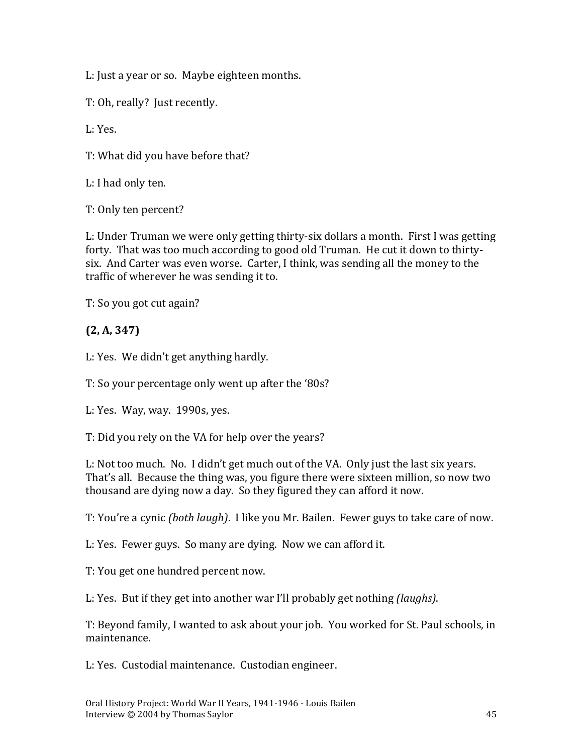L: Just a year or so. Maybe eighteen months.

T: Oh, really? Just recently.

L: Yes.

T: What did you have before that?

L: I had only ten.

T: Only ten percent?

L: Under Truman we were only getting thirty-six dollars a month. First I was getting forty. That was too much according to good old Truman. He cut it down to thirty-six. And Carter was even worse. Carter, I think, was sending all the money to the traffic of wherever he was sending it to.

T: So you got cut again?

**(2, A, 347)**

L: Yes. We didn't get anything hardly.

T: So your percentage only went up after the '80s?

L: Yes. Way, way. 1990s, yes.

T: Did you rely on the VA for help over the years?

L: Not too much. No. I didn't get much out of the VA. Only just the last six years. That's all. Because the thing was, you figure there were sixteen million, so now two thousand are dying now a day. So they figured they can afford it now.

T: You're a cynic *(both laugh)*. I like you Mr. Bailen. Fewer guys to take care of now.

L: Yes. Fewer guys. So many are dying. Now we can afford it.

T: You get one hundred percent now.

L: Yes. But if they get into another war I'll probably get nothing *(laughs)*.

T: Beyond family, I wanted to ask about your job. You worked for St. Paul schools, in maintenance.

L: Yes. Custodial maintenance. Custodian engineer.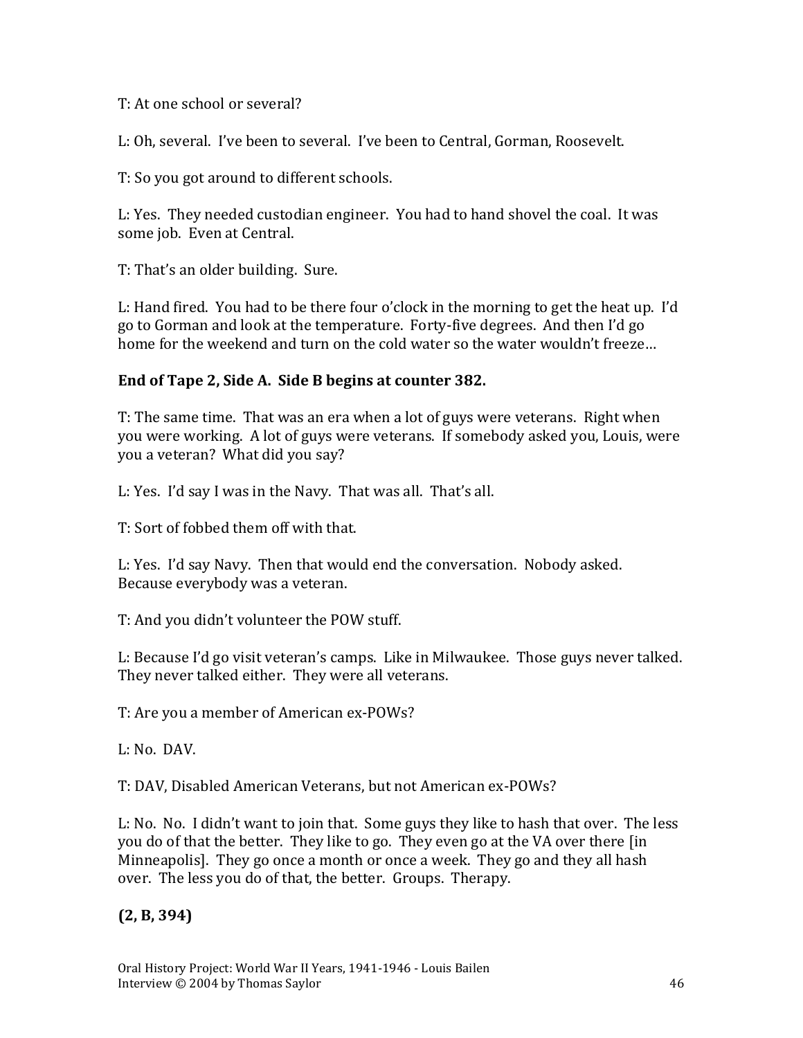T: At one school or several?

L: Oh, several. I've been to several. I've been to Central, Gorman, Roosevelt.

T: So you got around to different schools.

L: Yes. They needed custodian engineer. You had to hand shovel the coal. It was some job. Even at Central.

T: That's an older building. Sure.

L: Hand fired. You had to be there four o'clock in the morning to get the heat up. I'd go to Gorman and look at the temperature. Forty-five degrees. And then I'd go home for the weekend and turn on the cold water so the water wouldn't freeze…

**End of Tape 2, Side A. Side B begins at counter 382.**

T: The same time. That was an era when a lot of guys were veterans. Right when you were working. A lot of guys were veterans. If somebody asked you, Louis, were you a veteran? What did you say?

L: Yes. I'd say I was in the Navy. That was all. That's all.

T: Sort of fobbed them off with that.

L: Yes. I'd say Navy. Then that would end the conversation. Nobody asked. Because everybody was a veteran.

T: And you didn't volunteer the POW stuff.

L: Because I'd go visit veteran's camps. Like in Milwaukee. Those guys never talked. They never talked either. They were all veterans.

T: Are you a member of American ex-POWs?

L: No. DAV.

T: DAV, Disabled American Veterans, but not American ex-POWs?

L: No. No. I didn't want to join that. Some guys they like to hash that over. The less you do of that the better. They like to go. They even go at the VA over there [in Minneapolis]. They go once a month or once a week. They go and they all hash over. The less you do of that, the better. Groups. Therapy.

**(2, B, 394)**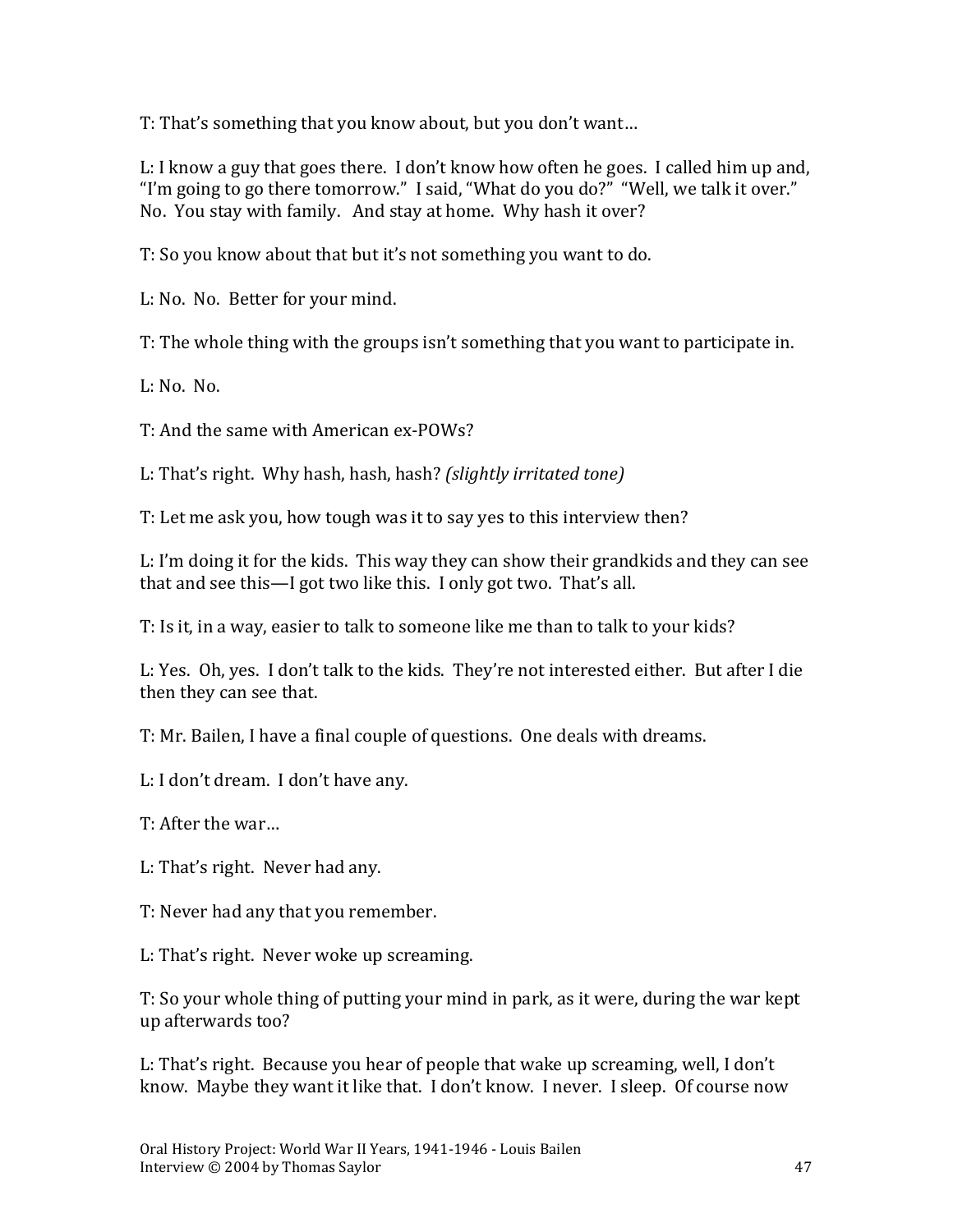T: That's something that you know about, but you don't want…

L: I know a guy that goes there. I don't know how often he goes. I called him up and, "I'm going to go there tomorrow." I said, "What do you do?" "Well, we talk it over." No. You stay with family. And stay at home. Why hash it over?

T: So you know about that but it's not something you want to do.

L: No. No. Better for your mind.

T: The whole thing with the groups isn't something that you want to participate in.

L: No. No.

T: And the same with American ex-POWs?

L: That's right. Why hash, hash, hash? *(slightly irritated tone)*

T: Let me ask you, how tough was it to say yes to this interview then?

L: I'm doing it for the kids. This way they can show their grandkids and they can see that and see this—I got two like this. I only got two. That's all.

T: Is it, in a way, easier to talk to someone like me than to talk to your kids?

L: Yes. Oh, yes. I don't talk to the kids. They're not interested either. But after I die then they can see that.

T: Mr. Bailen, I have a final couple of questions. One deals with dreams.

L: I don't dream. I don't have any.

T: After the war…

L: That's right. Never had any.

T: Never had any that you remember.

L: That's right. Never woke up screaming.

T: So your whole thing of putting your mind in park, as it were, during the war kept up afterwards too?

L: That's right. Because you hear of people that wake up screaming, well, I don't know. Maybe they want it like that. I don't know. I never. I sleep. Of course now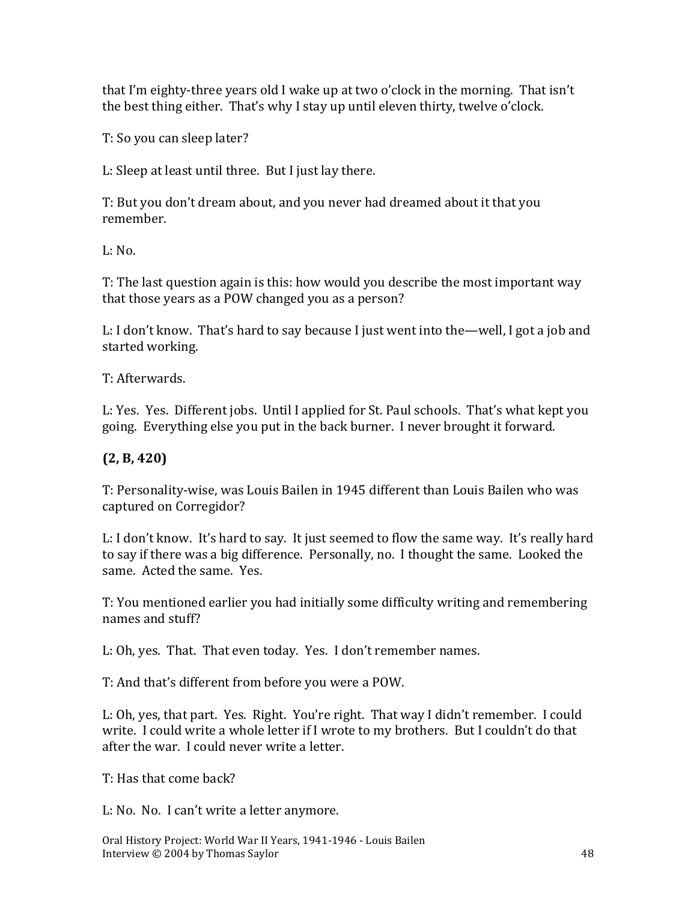that I'm eighty-three years old I wake up at two o'clock in the morning. That isn't the best thing either. That's why I stay up until eleven thirty, twelve o'clock.

T: So you can sleep later?

L: Sleep at least until three. But I just lay there.

T: But you don't dream about, and you never had dreamed about it that you remember.

L: No.

T: The last question again is this: how would you describe the most important way that those years as a POW changed you as a person?

L: I don't know. That's hard to say because I just went into the—well, I got a job and started working.

T: Afterwards.

L: Yes. Yes. Different jobs. Until I applied for St. Paul schools. That's what kept you going. Everything else you put in the back burner. I never brought it forward.

**(2, B, 420)**

T: Personality-wise, was Louis Bailen in 1945 different than Louis Bailen who was captured on Corregidor?

L: I don't know. It's hard to say. It just seemed to flow the same way. It's really hard to say if there was a big difference. Personally, no. I thought the same. Looked the same. Acted the same. Yes.

T: You mentioned earlier you had initially some difficulty writing and remembering names and stuff?

L: Oh, yes. That. That even today. Yes. I don't remember names.

T: And that's different from before you were a POW.

L: Oh, yes, that part. Yes. Right. You're right. That way I didn't remember. I could write. I could write a whole letter if I wrote to my brothers. But I couldn't do that after the war. I could never write a letter.

T: Has that come back?

L: No. No. I can't write a letter anymore.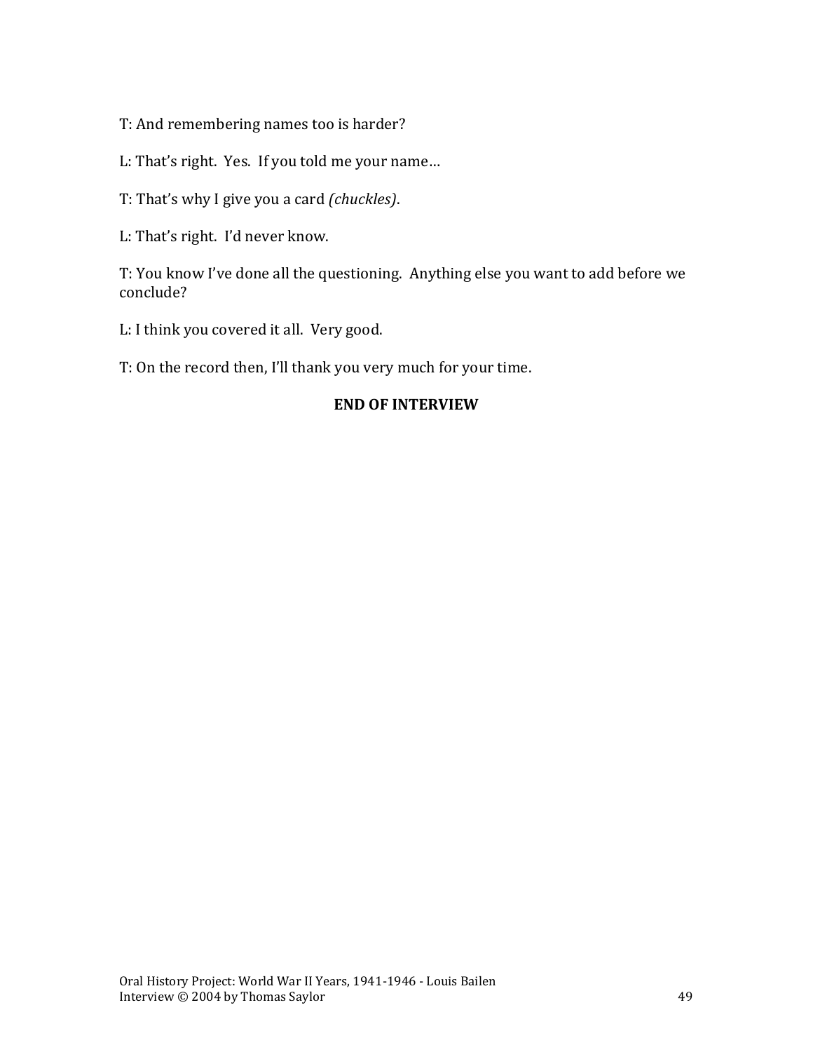T: And remembering names too is harder?

L: That's right. Yes. If you told me your name…

T: That's why I give you a card *(chuckles)*.

L: That's right. I'd never know.

T: You know I've done all the questioning. Anything else you want to add before we conclude?

L: I think you covered it all. Very good.

T: On the record then, I'll thank you very much for your time.

**END OF INTERVIEW**